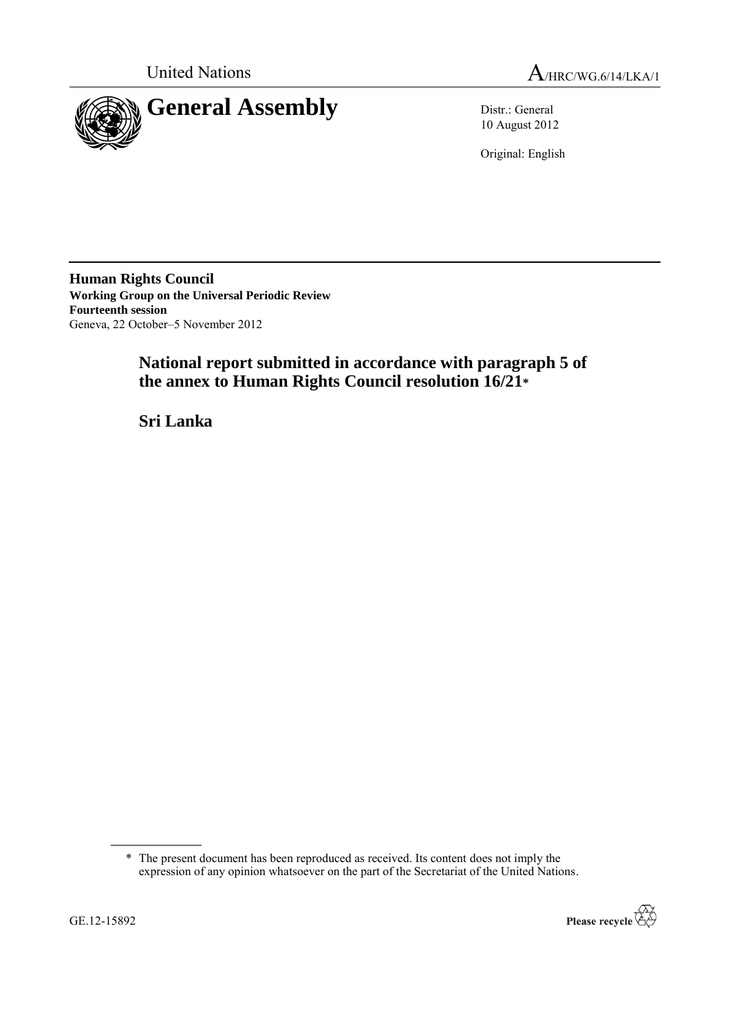United Nations

A/HRC/WG.6/14/LKA/1

# General Assembly

Distr.: General
10 August 2012

Original: English

**Human Rights Council**
**Working Group on the Universal Periodic Review**
**Fourteenth session**
Geneva, 22 October–5 November 2012

## National report submitted in accordance with paragraph 5 of the annex to Human Rights Council resolution 16/21*

## Sri Lanka

---

\* The present document has been reproduced as received. Its content does not imply the expression of any opinion whatsoever on the part of the Secretariat of the United Nations.

GE.12-15892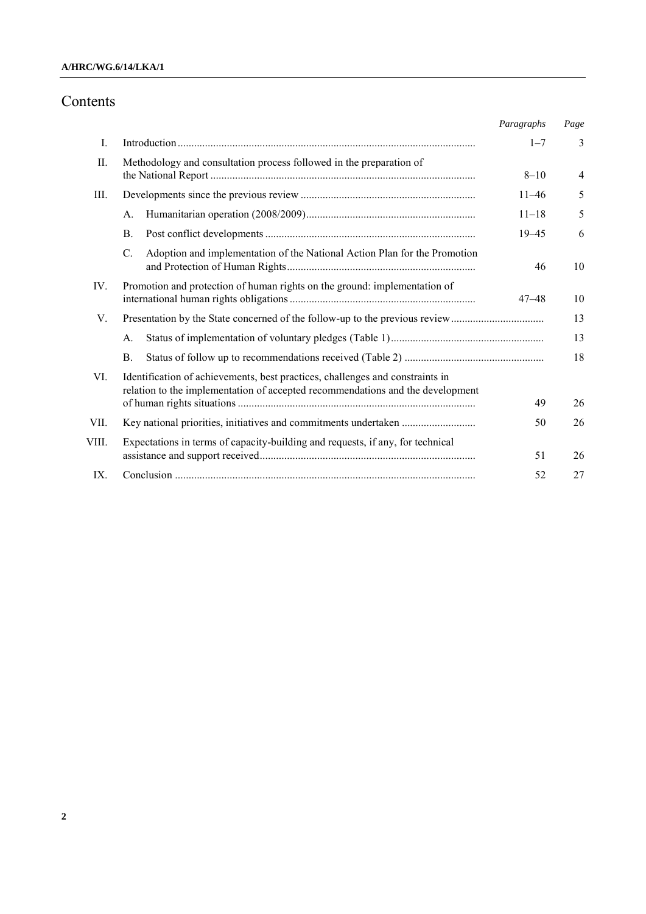# Contents

| | | Paragraphs | Page |
|---|---|---|---|
| I. | Introduction | 1–7 | 3 |
| II. | Methodology and consultation process followed in the preparation of the National Report | 8–10 | 4 |
| III. | Developments since the previous review | 11–46 | 5 |
| | A. Humanitarian operation (2008/2009) | 11–18 | 5 |
| | B. Post conflict developments | 19–45 | 6 |
| | C. Adoption and implementation of the National Action Plan for the Promotion and Protection of Human Rights | 46 | 10 |
| IV. | Promotion and protection of human rights on the ground: implementation of international human rights obligations | 47–48 | 10 |
| V. | Presentation by the State concerned of the follow-up to the previous review | | 13 |
| | A. Status of implementation of voluntary pledges (Table 1) | | 13 |
| | B. Status of follow up to recommendations received (Table 2) | | 18 |
| VI. | Identification of achievements, best practices, challenges and constraints in relation to the implementation of accepted recommendations and the development of human rights situations | 49 | 26 |
| VII. | Key national priorities, initiatives and commitments undertaken | 50 | 26 |
| VIII. | Expectations in terms of capacity-building and requests, if any, for technical assistance and support received | 51 | 26 |
| IX. | Conclusion | 52 | 27 |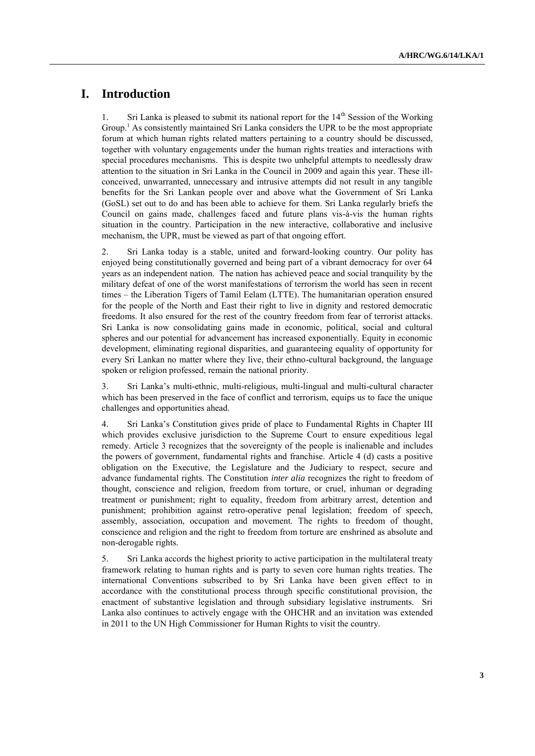# I. Introduction

1. Sri Lanka is pleased to submit its national report for the 14th Session of the Working Group.[1] As consistently maintained Sri Lanka considers the UPR to be the most appropriate forum at which human rights related matters pertaining to a country should be discussed, together with voluntary engagements under the human rights treaties and interactions with special procedures mechanisms. This is despite two unhelpful attempts to needlessly draw attention to the situation in Sri Lanka in the Council in 2009 and again this year. These ill-conceived, unwarranted, unnecessary and intrusive attempts did not result in any tangible benefits for the Sri Lankan people over and above what the Government of Sri Lanka (GoSL) set out to do and has been able to achieve for them. Sri Lanka regularly briefs the Council on gains made, challenges faced and future plans vis-à-vis the human rights situation in the country. Participation in the new interactive, collaborative and inclusive mechanism, the UPR, must be viewed as part of that ongoing effort.

2. Sri Lanka today is a stable, united and forward-looking country. Our polity has enjoyed being constitutionally governed and being part of a vibrant democracy for over 64 years as an independent nation. The nation has achieved peace and social tranquility by the military defeat of one of the worst manifestations of terrorism the world has seen in recent times – the Liberation Tigers of Tamil Eelam (LTTE). The humanitarian operation ensured for the people of the North and East their right to live in dignity and restored democratic freedoms. It also ensured for the rest of the country freedom from fear of terrorist attacks. Sri Lanka is now consolidating gains made in economic, political, social and cultural spheres and our potential for advancement has increased exponentially. Equity in economic development, eliminating regional disparities, and guaranteeing equality of opportunity for every Sri Lankan no matter where they live, their ethno-cultural background, the language spoken or religion professed, remain the national priority.

3. Sri Lanka's multi-ethnic, multi-religious, multi-lingual and multi-cultural character which has been preserved in the face of conflict and terrorism, equips us to face the unique challenges and opportunities ahead.

4. Sri Lanka's Constitution gives pride of place to Fundamental Rights in Chapter III which provides exclusive jurisdiction to the Supreme Court to ensure expeditious legal remedy. Article 3 recognizes that the sovereignty of the people is inalienable and includes the powers of government, fundamental rights and franchise. Article 4 (d) casts a positive obligation on the Executive, the Legislature and the Judiciary to respect, secure and advance fundamental rights. The Constitution *inter alia* recognizes the right to freedom of thought, conscience and religion, freedom from torture, or cruel, inhuman or degrading treatment or punishment; right to equality, freedom from arbitrary arrest, detention and punishment; prohibition against retro-operative penal legislation; freedom of speech, assembly, association, occupation and movement. The rights to freedom of thought, conscience and religion and the right to freedom from torture are enshrined as absolute and non-derogable rights.

5. Sri Lanka accords the highest priority to active participation in the multilateral treaty framework relating to human rights and is party to seven core human rights treaties. The international Conventions subscribed to by Sri Lanka have been given effect to in accordance with the constitutional process through specific constitutional provision, the enactment of substantive legislation and through subsidiary legislative instruments. Sri Lanka also continues to actively engage with the OHCHR and an invitation was extended in 2011 to the UN High Commissioner for Human Rights to visit the country.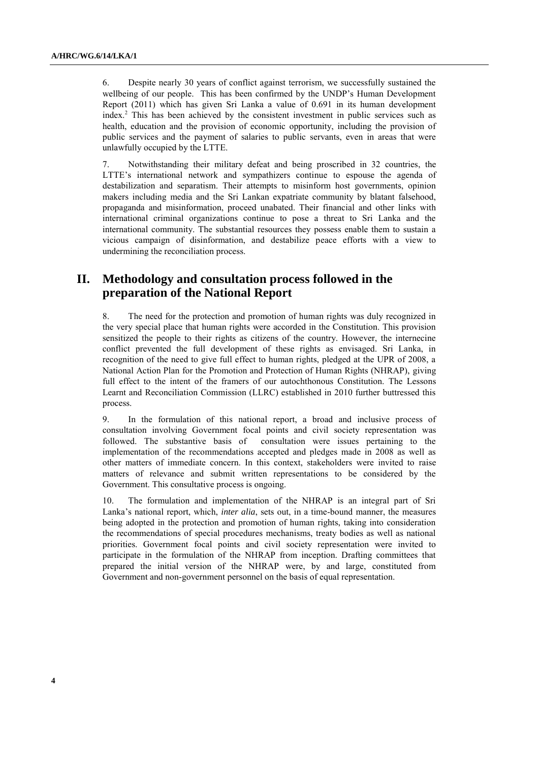6. Despite nearly 30 years of conflict against terrorism, we successfully sustained the wellbeing of our people. This has been confirmed by the UNDP's Human Development Report (2011) which has given Sri Lanka a value of 0.691 in its human development index.[2] This has been achieved by the consistent investment in public services such as health, education and the provision of economic opportunity, including the provision of public services and the payment of salaries to public servants, even in areas that were unlawfully occupied by the LTTE.

7. Notwithstanding their military defeat and being proscribed in 32 countries, the LTTE's international network and sympathizers continue to espouse the agenda of destabilization and separatism. Their attempts to misinform host governments, opinion makers including media and the Sri Lankan expatriate community by blatant falsehood, propaganda and misinformation, proceed unabated. Their financial and other links with international criminal organizations continue to pose a threat to Sri Lanka and the international community. The substantial resources they possess enable them to sustain a vicious campaign of disinformation, and destabilize peace efforts with a view to undermining the reconciliation process.

## II. Methodology and consultation process followed in the preparation of the National Report

8. The need for the protection and promotion of human rights was duly recognized in the very special place that human rights were accorded in the Constitution. This provision sensitized the people to their rights as citizens of the country. However, the internecine conflict prevented the full development of these rights as envisaged. Sri Lanka, in recognition of the need to give full effect to human rights, pledged at the UPR of 2008, a National Action Plan for the Promotion and Protection of Human Rights (NHRAP), giving full effect to the intent of the framers of our autochthonous Constitution. The Lessons Learnt and Reconciliation Commission (LLRC) established in 2010 further buttressed this process.

9. In the formulation of this national report, a broad and inclusive process of consultation involving Government focal points and civil society representation was followed. The substantive basis of consultation were issues pertaining to the implementation of the recommendations accepted and pledges made in 2008 as well as other matters of immediate concern. In this context, stakeholders were invited to raise matters of relevance and submit written representations to be considered by the Government. This consultative process is ongoing.

10. The formulation and implementation of the NHRAP is an integral part of Sri Lanka's national report, which, *inter alia*, sets out, in a time-bound manner, the measures being adopted in the protection and promotion of human rights, taking into consideration the recommendations of special procedures mechanisms, treaty bodies as well as national priorities. Government focal points and civil society representation were invited to participate in the formulation of the NHRAP from inception. Drafting committees that prepared the initial version of the NHRAP were, by and large, constituted from Government and non-government personnel on the basis of equal representation.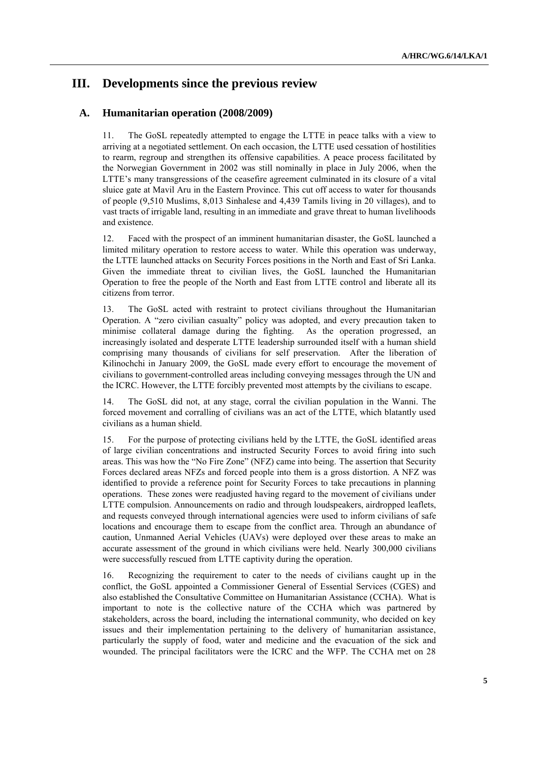# III. Developments since the previous review

## A. Humanitarian operation (2008/2009)

11. The GoSL repeatedly attempted to engage the LTTE in peace talks with a view to arriving at a negotiated settlement. On each occasion, the LTTE used cessation of hostilities to rearm, regroup and strengthen its offensive capabilities. A peace process facilitated by the Norwegian Government in 2002 was still nominally in place in July 2006, when the LTTE's many transgressions of the ceasefire agreement culminated in its closure of a vital sluice gate at Mavil Aru in the Eastern Province. This cut off access to water for thousands of people (9,510 Muslims, 8,013 Sinhalese and 4,439 Tamils living in 20 villages), and to vast tracts of irrigable land, resulting in an immediate and grave threat to human livelihoods and existence.

12. Faced with the prospect of an imminent humanitarian disaster, the GoSL launched a limited military operation to restore access to water. While this operation was underway, the LTTE launched attacks on Security Forces positions in the North and East of Sri Lanka. Given the immediate threat to civilian lives, the GoSL launched the Humanitarian Operation to free the people of the North and East from LTTE control and liberate all its citizens from terror.

13. The GoSL acted with restraint to protect civilians throughout the Humanitarian Operation. A "zero civilian casualty" policy was adopted, and every precaution taken to minimise collateral damage during the fighting. As the operation progressed, an increasingly isolated and desperate LTTE leadership surrounded itself with a human shield comprising many thousands of civilians for self preservation. After the liberation of Kilinochchi in January 2009, the GoSL made every effort to encourage the movement of civilians to government-controlled areas including conveying messages through the UN and the ICRC. However, the LTTE forcibly prevented most attempts by the civilians to escape.

14. The GoSL did not, at any stage, corral the civilian population in the Wanni. The forced movement and corralling of civilians was an act of the LTTE, which blatantly used civilians as a human shield.

15. For the purpose of protecting civilians held by the LTTE, the GoSL identified areas of large civilian concentrations and instructed Security Forces to avoid firing into such areas. This was how the "No Fire Zone" (NFZ) came into being. The assertion that Security Forces declared areas NFZs and forced people into them is a gross distortion. A NFZ was identified to provide a reference point for Security Forces to take precautions in planning operations. These zones were readjusted having regard to the movement of civilians under LTTE compulsion. Announcements on radio and through loudspeakers, airdropped leaflets, and requests conveyed through international agencies were used to inform civilians of safe locations and encourage them to escape from the conflict area. Through an abundance of caution, Unmanned Aerial Vehicles (UAVs) were deployed over these areas to make an accurate assessment of the ground in which civilians were held. Nearly 300,000 civilians were successfully rescued from LTTE captivity during the operation.

16. Recognizing the requirement to cater to the needs of civilians caught up in the conflict, the GoSL appointed a Commissioner General of Essential Services (CGES) and also established the Consultative Committee on Humanitarian Assistance (CCHA). What is important to note is the collective nature of the CCHA which was partnered by stakeholders, across the board, including the international community, who decided on key issues and their implementation pertaining to the delivery of humanitarian assistance, particularly the supply of food, water and medicine and the evacuation of the sick and wounded. The principal facilitators were the ICRC and the WFP. The CCHA met on 28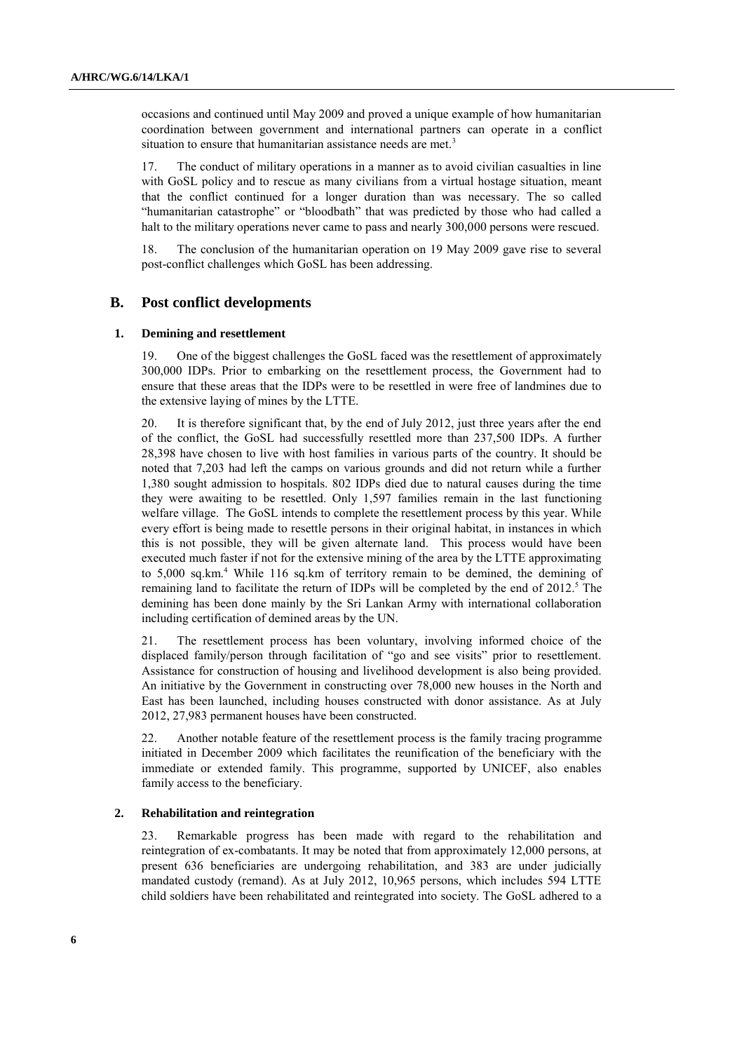occasions and continued until May 2009 and proved a unique example of how humanitarian coordination between government and international partners can operate in a conflict situation to ensure that humanitarian assistance needs are met.[3]

17. The conduct of military operations in a manner as to avoid civilian casualties in line with GoSL policy and to rescue as many civilians from a virtual hostage situation, meant that the conflict continued for a longer duration than was necessary. The so called "humanitarian catastrophe" or "bloodbath" that was predicted by those who had called a halt to the military operations never came to pass and nearly 300,000 persons were rescued.

18. The conclusion of the humanitarian operation on 19 May 2009 gave rise to several post-conflict challenges which GoSL has been addressing.

## B. Post conflict developments

### 1. Demining and resettlement

19. One of the biggest challenges the GoSL faced was the resettlement of approximately 300,000 IDPs. Prior to embarking on the resettlement process, the Government had to ensure that these areas that the IDPs were to be resettled in were free of landmines due to the extensive laying of mines by the LTTE.

20. It is therefore significant that, by the end of July 2012, just three years after the end of the conflict, the GoSL had successfully resettled more than 237,500 IDPs. A further 28,398 have chosen to live with host families in various parts of the country. It should be noted that 7,203 had left the camps on various grounds and did not return while a further 1,380 sought admission to hospitals. 802 IDPs died due to natural causes during the time they were awaiting to be resettled. Only 1,597 families remain in the last functioning welfare village. The GoSL intends to complete the resettlement process by this year. While every effort is being made to resettle persons in their original habitat, in instances in which this is not possible, they will be given alternate land. This process would have been executed much faster if not for the extensive mining of the area by the LTTE approximating to 5,000 sq.km.[4] While 116 sq.km of territory remain to be demined, the demining of remaining land to facilitate the return of IDPs will be completed by the end of 2012.[5] The demining has been done mainly by the Sri Lankan Army with international collaboration including certification of demined areas by the UN.

21. The resettlement process has been voluntary, involving informed choice of the displaced family/person through facilitation of "go and see visits" prior to resettlement. Assistance for construction of housing and livelihood development is also being provided. An initiative by the Government in constructing over 78,000 new houses in the North and East has been launched, including houses constructed with donor assistance. As at July 2012, 27,983 permanent houses have been constructed.

22. Another notable feature of the resettlement process is the family tracing programme initiated in December 2009 which facilitates the reunification of the beneficiary with the immediate or extended family. This programme, supported by UNICEF, also enables family access to the beneficiary.

### 2. Rehabilitation and reintegration

23. Remarkable progress has been made with regard to the rehabilitation and reintegration of ex-combatants. It may be noted that from approximately 12,000 persons, at present 636 beneficiaries are undergoing rehabilitation, and 383 are under judicially mandated custody (remand). As at July 2012, 10,965 persons, which includes 594 LTTE child soldiers have been rehabilitated and reintegrated into society. The GoSL adhered to a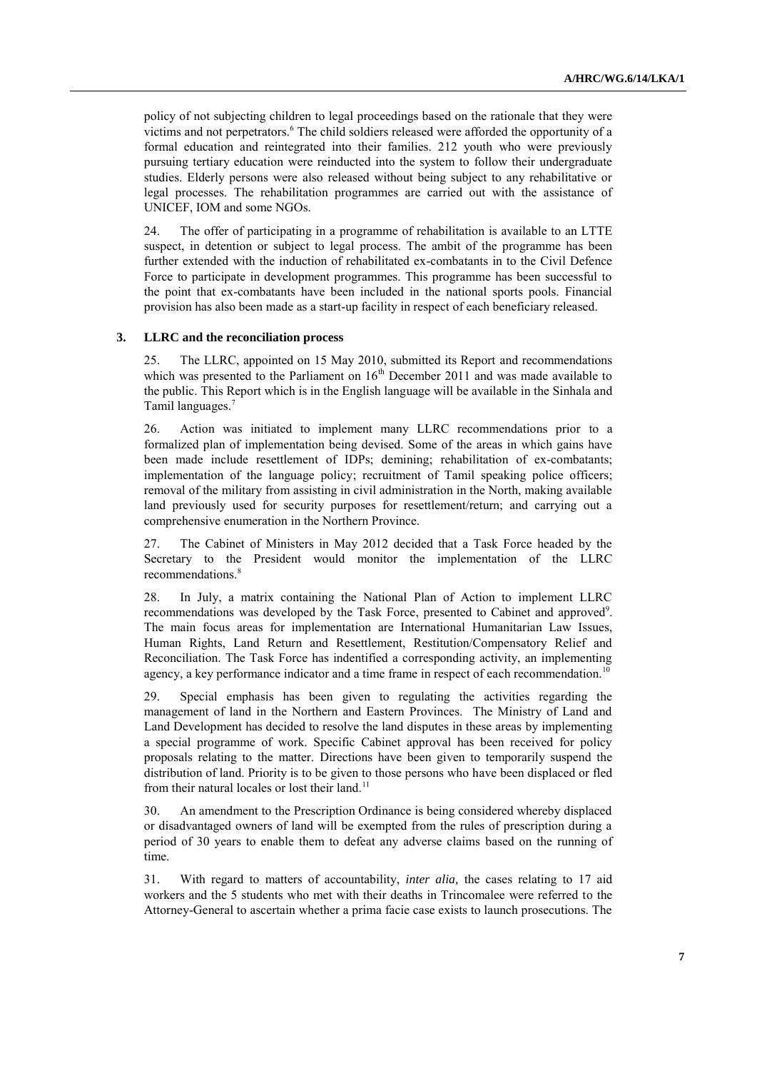policy of not subjecting children to legal proceedings based on the rationale that they were victims and not perpetrators.[6] The child soldiers released were afforded the opportunity of a formal education and reintegrated into their families. 212 youth who were previously pursuing tertiary education were reinducted into the system to follow their undergraduate studies. Elderly persons were also released without being subject to any rehabilitative or legal processes. The rehabilitation programmes are carried out with the assistance of UNICEF, IOM and some NGOs.

24. The offer of participating in a programme of rehabilitation is available to an LTTE suspect, in detention or subject to legal process. The ambit of the programme has been further extended with the induction of rehabilitated ex-combatants in to the Civil Defence Force to participate in development programmes. This programme has been successful to the point that ex-combatants have been included in the national sports pools. Financial provision has also been made as a start-up facility in respect of each beneficiary released.

### 3. LLRC and the reconciliation process

25. The LLRC, appointed on 15 May 2010, submitted its Report and recommendations which was presented to the Parliament on 16th December 2011 and was made available to the public. This Report which is in the English language will be available in the Sinhala and Tamil languages.[7]

26. Action was initiated to implement many LLRC recommendations prior to a formalized plan of implementation being devised. Some of the areas in which gains have been made include resettlement of IDPs; demining; rehabilitation of ex-combatants; implementation of the language policy; recruitment of Tamil speaking police officers; removal of the military from assisting in civil administration in the North, making available land previously used for security purposes for resettlement/return; and carrying out a comprehensive enumeration in the Northern Province.

27. The Cabinet of Ministers in May 2012 decided that a Task Force headed by the Secretary to the President would monitor the implementation of the LLRC recommendations.[8]

28. In July, a matrix containing the National Plan of Action to implement LLRC recommendations was developed by the Task Force, presented to Cabinet and approved[9]. The main focus areas for implementation are International Humanitarian Law Issues, Human Rights, Land Return and Resettlement, Restitution/Compensatory Relief and Reconciliation. The Task Force has indentified a corresponding activity, an implementing agency, a key performance indicator and a time frame in respect of each recommendation.[10]

29. Special emphasis has been given to regulating the activities regarding the management of land in the Northern and Eastern Provinces. The Ministry of Land and Land Development has decided to resolve the land disputes in these areas by implementing a special programme of work. Specific Cabinet approval has been received for policy proposals relating to the matter. Directions have been given to temporarily suspend the distribution of land. Priority is to be given to those persons who have been displaced or fled from their natural locales or lost their land.[11]

30. An amendment to the Prescription Ordinance is being considered whereby displaced or disadvantaged owners of land will be exempted from the rules of prescription during a period of 30 years to enable them to defeat any adverse claims based on the running of time.

31. With regard to matters of accountability, *inter alia,* the cases relating to 17 aid workers and the 5 students who met with their deaths in Trincomalee were referred to the Attorney-General to ascertain whether a prima facie case exists to launch prosecutions. The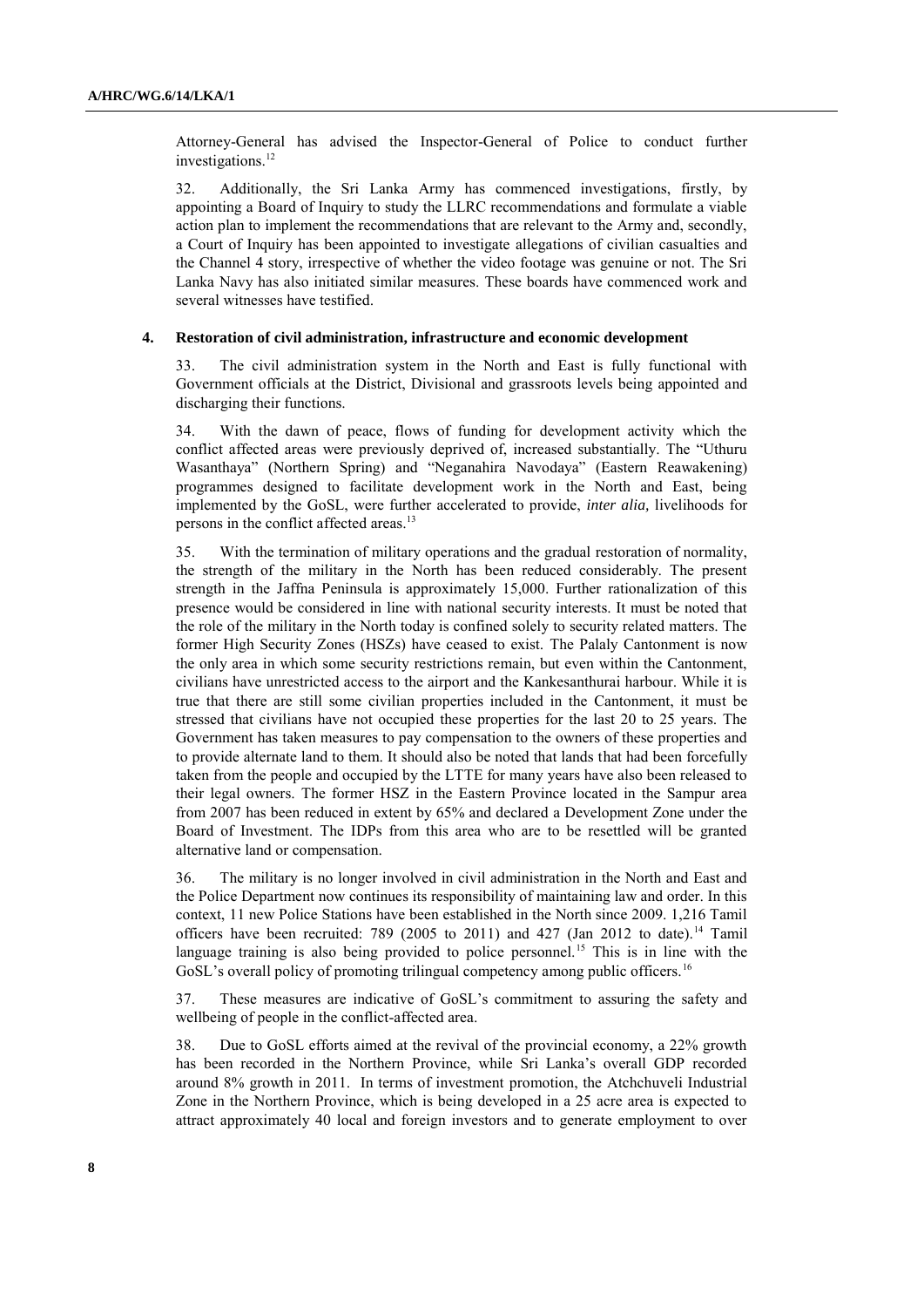Attorney-General has advised the Inspector-General of Police to conduct further investigations.[12]

32. Additionally, the Sri Lanka Army has commenced investigations, firstly, by appointing a Board of Inquiry to study the LLRC recommendations and formulate a viable action plan to implement the recommendations that are relevant to the Army and, secondly, a Court of Inquiry has been appointed to investigate allegations of civilian casualties and the Channel 4 story, irrespective of whether the video footage was genuine or not. The Sri Lanka Navy has also initiated similar measures. These boards have commenced work and several witnesses have testified.

#### 4. Restoration of civil administration, infrastructure and economic development

33. The civil administration system in the North and East is fully functional with Government officials at the District, Divisional and grassroots levels being appointed and discharging their functions.

34. With the dawn of peace, flows of funding for development activity which the conflict affected areas were previously deprived of, increased substantially. The "Uthuru Wasanthaya" (Northern Spring) and "Neganahira Navodaya" (Eastern Reawakening) programmes designed to facilitate development work in the North and East, being implemented by the GoSL, were further accelerated to provide, *inter alia,* livelihoods for persons in the conflict affected areas.[13]

35. With the termination of military operations and the gradual restoration of normality, the strength of the military in the North has been reduced considerably. The present strength in the Jaffna Peninsula is approximately 15,000. Further rationalization of this presence would be considered in line with national security interests. It must be noted that the role of the military in the North today is confined solely to security related matters. The former High Security Zones (HSZs) have ceased to exist. The Palaly Cantonment is now the only area in which some security restrictions remain, but even within the Cantonment, civilians have unrestricted access to the airport and the Kankesanthurai harbour. While it is true that there are still some civilian properties included in the Cantonment, it must be stressed that civilians have not occupied these properties for the last 20 to 25 years. The Government has taken measures to pay compensation to the owners of these properties and to provide alternate land to them. It should also be noted that lands that had been forcefully taken from the people and occupied by the LTTE for many years have also been released to their legal owners. The former HSZ in the Eastern Province located in the Sampur area from 2007 has been reduced in extent by 65% and declared a Development Zone under the Board of Investment. The IDPs from this area who are to be resettled will be granted alternative land or compensation.

36. The military is no longer involved in civil administration in the North and East and the Police Department now continues its responsibility of maintaining law and order. In this context, 11 new Police Stations have been established in the North since 2009. 1,216 Tamil officers have been recruited: 789 (2005 to 2011) and 427 (Jan 2012 to date).[14] Tamil language training is also being provided to police personnel.[15] This is in line with the GoSL's overall policy of promoting trilingual competency among public officers.[16]

37. These measures are indicative of GoSL's commitment to assuring the safety and wellbeing of people in the conflict-affected area.

38. Due to GoSL efforts aimed at the revival of the provincial economy, a 22% growth has been recorded in the Northern Province, while Sri Lanka's overall GDP recorded around 8% growth in 2011. In terms of investment promotion, the Atchchuveli Industrial Zone in the Northern Province, which is being developed in a 25 acre area is expected to attract approximately 40 local and foreign investors and to generate employment to over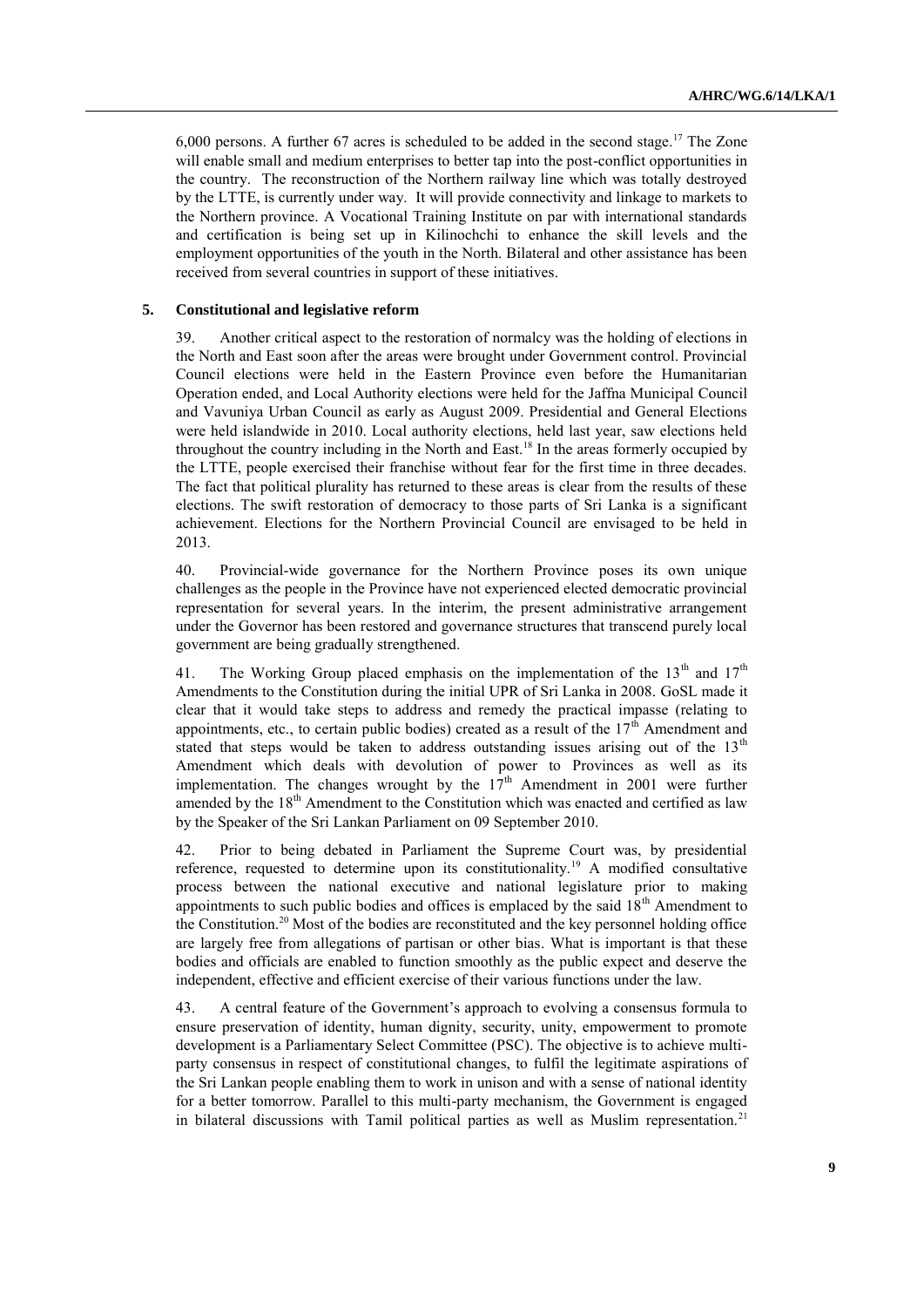6,000 persons. A further 67 acres is scheduled to be added in the second stage.[17] The Zone will enable small and medium enterprises to better tap into the post-conflict opportunities in the country. The reconstruction of the Northern railway line which was totally destroyed by the LTTE, is currently under way. It will provide connectivity and linkage to markets to the Northern province. A Vocational Training Institute on par with international standards and certification is being set up in Kilinochchi to enhance the skill levels and the employment opportunities of the youth in the North. Bilateral and other assistance has been received from several countries in support of these initiatives.

### 5. Constitutional and legislative reform

39. Another critical aspect to the restoration of normalcy was the holding of elections in the North and East soon after the areas were brought under Government control. Provincial Council elections were held in the Eastern Province even before the Humanitarian Operation ended, and Local Authority elections were held for the Jaffna Municipal Council and Vavuniya Urban Council as early as August 2009. Presidential and General Elections were held islandwide in 2010. Local authority elections, held last year, saw elections held throughout the country including in the North and East.[18] In the areas formerly occupied by the LTTE, people exercised their franchise without fear for the first time in three decades. The fact that political plurality has returned to these areas is clear from the results of these elections. The swift restoration of democracy to those parts of Sri Lanka is a significant achievement. Elections for the Northern Provincial Council are envisaged to be held in 2013.

40. Provincial-wide governance for the Northern Province poses its own unique challenges as the people in the Province have not experienced elected democratic provincial representation for several years. In the interim, the present administrative arrangement under the Governor has been restored and governance structures that transcend purely local government are being gradually strengthened.

41. The Working Group placed emphasis on the implementation of the 13th and 17th Amendments to the Constitution during the initial UPR of Sri Lanka in 2008. GoSL made it clear that it would take steps to address and remedy the practical impasse (relating to appointments, etc., to certain public bodies) created as a result of the 17th Amendment and stated that steps would be taken to address outstanding issues arising out of the 13th Amendment which deals with devolution of power to Provinces as well as its implementation. The changes wrought by the 17th Amendment in 2001 were further amended by the 18th Amendment to the Constitution which was enacted and certified as law by the Speaker of the Sri Lankan Parliament on 09 September 2010.

42. Prior to being debated in Parliament the Supreme Court was, by presidential reference, requested to determine upon its constitutionality.[19] A modified consultative process between the national executive and national legislature prior to making appointments to such public bodies and offices is emplaced by the said 18th Amendment to the Constitution.[20] Most of the bodies are reconstituted and the key personnel holding office are largely free from allegations of partisan or other bias. What is important is that these bodies and officials are enabled to function smoothly as the public expect and deserve the independent, effective and efficient exercise of their various functions under the law.

43. A central feature of the Government's approach to evolving a consensus formula to ensure preservation of identity, human dignity, security, unity, empowerment to promote development is a Parliamentary Select Committee (PSC). The objective is to achieve multi-party consensus in respect of constitutional changes, to fulfil the legitimate aspirations of the Sri Lankan people enabling them to work in unison and with a sense of national identity for a better tomorrow. Parallel to this multi-party mechanism, the Government is engaged in bilateral discussions with Tamil political parties as well as Muslim representation.[21]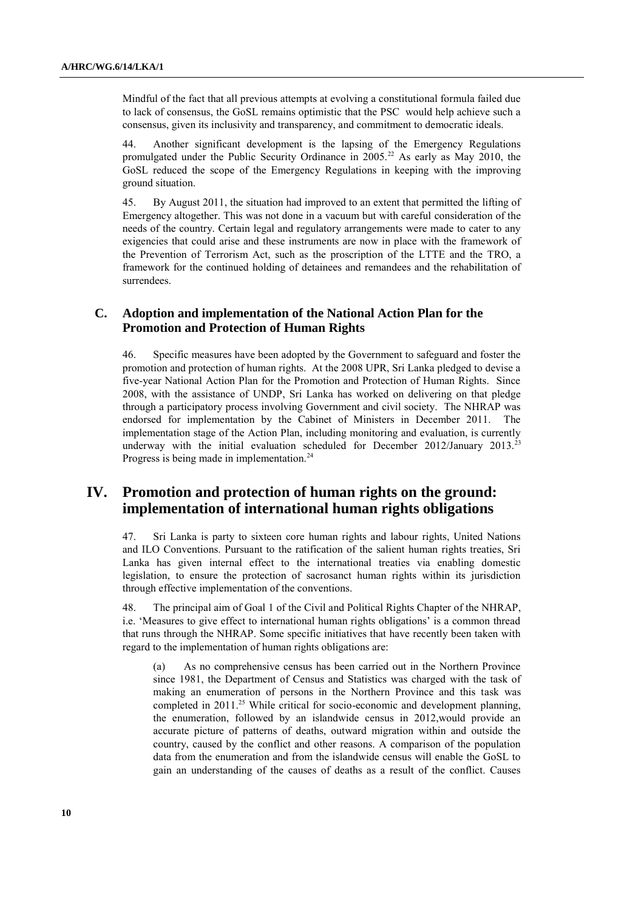Mindful of the fact that all previous attempts at evolving a constitutional formula failed due to lack of consensus, the GoSL remains optimistic that the PSC would help achieve such a consensus, given its inclusivity and transparency, and commitment to democratic ideals.

44. Another significant development is the lapsing of the Emergency Regulations promulgated under the Public Security Ordinance in 2005.[22] As early as May 2010, the GoSL reduced the scope of the Emergency Regulations in keeping with the improving ground situation.

45. By August 2011, the situation had improved to an extent that permitted the lifting of Emergency altogether. This was not done in a vacuum but with careful consideration of the needs of the country. Certain legal and regulatory arrangements were made to cater to any exigencies that could arise and these instruments are now in place with the framework of the Prevention of Terrorism Act, such as the proscription of the LTTE and the TRO, a framework for the continued holding of detainees and remandees and the rehabilitation of surrendees.

## C. Adoption and implementation of the National Action Plan for the Promotion and Protection of Human Rights

46. Specific measures have been adopted by the Government to safeguard and foster the promotion and protection of human rights. At the 2008 UPR, Sri Lanka pledged to devise a five-year National Action Plan for the Promotion and Protection of Human Rights. Since 2008, with the assistance of UNDP, Sri Lanka has worked on delivering on that pledge through a participatory process involving Government and civil society. The NHRAP was endorsed for implementation by the Cabinet of Ministers in December 2011. The implementation stage of the Action Plan, including monitoring and evaluation, is currently underway with the initial evaluation scheduled for December 2012/January 2013.[23] Progress is being made in implementation.[24]

# IV. Promotion and protection of human rights on the ground: implementation of international human rights obligations

47. Sri Lanka is party to sixteen core human rights and labour rights, United Nations and ILO Conventions. Pursuant to the ratification of the salient human rights treaties, Sri Lanka has given internal effect to the international treaties via enabling domestic legislation, to ensure the protection of sacrosanct human rights within its jurisdiction through effective implementation of the conventions.

48. The principal aim of Goal 1 of the Civil and Political Rights Chapter of the NHRAP, i.e. 'Measures to give effect to international human rights obligations' is a common thread that runs through the NHRAP. Some specific initiatives that have recently been taken with regard to the implementation of human rights obligations are:

(a) As no comprehensive census has been carried out in the Northern Province since 1981, the Department of Census and Statistics was charged with the task of making an enumeration of persons in the Northern Province and this task was completed in 2011.[25] While critical for socio-economic and development planning, the enumeration, followed by an islandwide census in 2012,would provide an accurate picture of patterns of deaths, outward migration within and outside the country, caused by the conflict and other reasons. A comparison of the population data from the enumeration and from the islandwide census will enable the GoSL to gain an understanding of the causes of deaths as a result of the conflict. Causes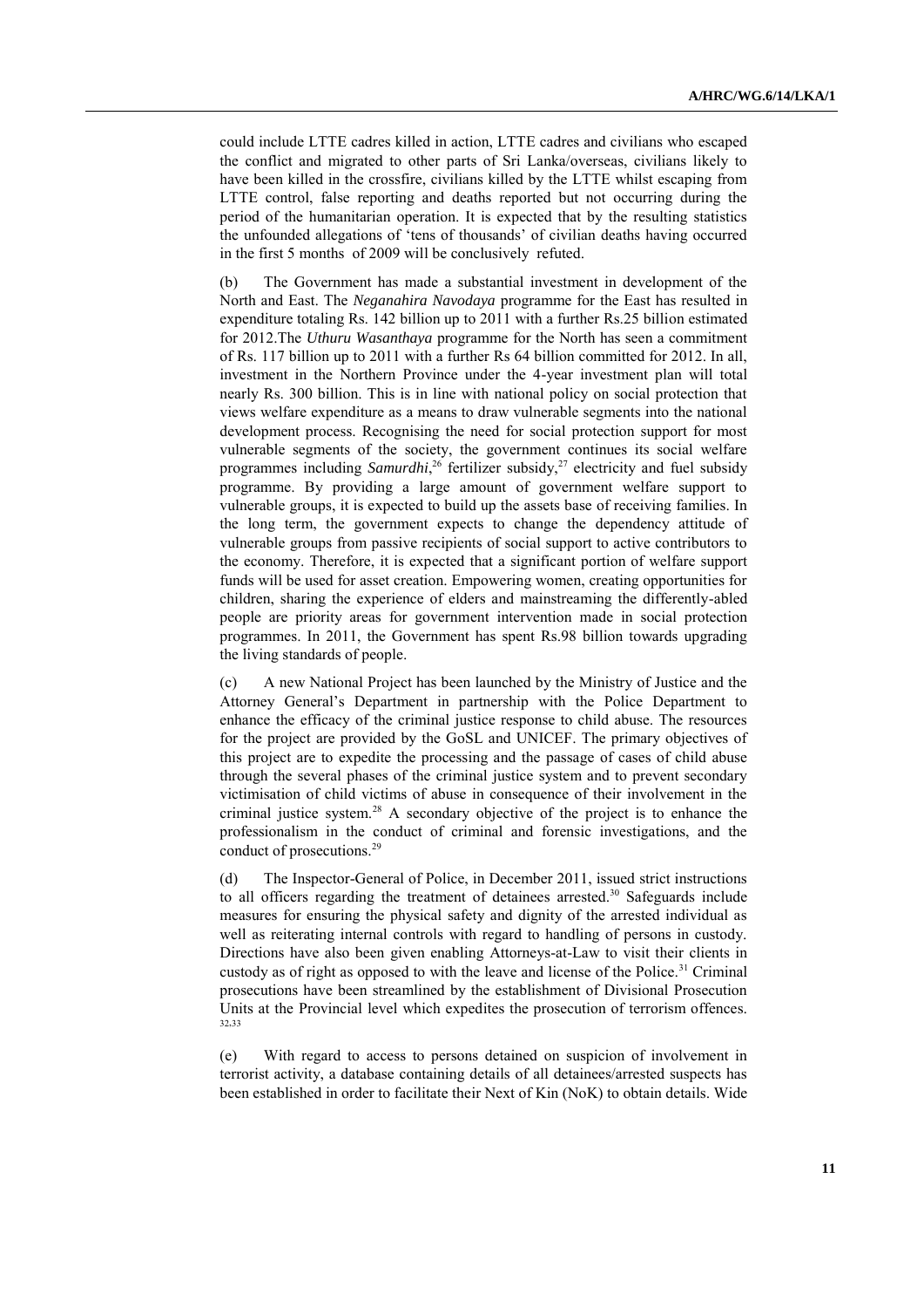could include LTTE cadres killed in action, LTTE cadres and civilians who escaped the conflict and migrated to other parts of Sri Lanka/overseas, civilians likely to have been killed in the crossfire, civilians killed by the LTTE whilst escaping from LTTE control, false reporting and deaths reported but not occurring during the period of the humanitarian operation. It is expected that by the resulting statistics the unfounded allegations of 'tens of thousands' of civilian deaths having occurred in the first 5 months of 2009 will be conclusively refuted.

(b) The Government has made a substantial investment in development of the North and East. The *Neganahira Navodaya* programme for the East has resulted in expenditure totaling Rs. 142 billion up to 2011 with a further Rs.25 billion estimated for 2012.The *Uthuru Wasanthaya* programme for the North has seen a commitment of Rs. 117 billion up to 2011 with a further Rs 64 billion committed for 2012. In all, investment in the Northern Province under the 4-year investment plan will total nearly Rs. 300 billion. This is in line with national policy on social protection that views welfare expenditure as a means to draw vulnerable segments into the national development process. Recognising the need for social protection support for most vulnerable segments of the society, the government continues its social welfare programmes including *Samurdhi*,[26] fertilizer subsidy,[27] electricity and fuel subsidy programme. By providing a large amount of government welfare support to vulnerable groups, it is expected to build up the assets base of receiving families. In the long term, the government expects to change the dependency attitude of vulnerable groups from passive recipients of social support to active contributors to the economy. Therefore, it is expected that a significant portion of welfare support funds will be used for asset creation. Empowering women, creating opportunities for children, sharing the experience of elders and mainstreaming the differently-abled people are priority areas for government intervention made in social protection programmes. In 2011, the Government has spent Rs.98 billion towards upgrading the living standards of people.

(c) A new National Project has been launched by the Ministry of Justice and the Attorney General's Department in partnership with the Police Department to enhance the efficacy of the criminal justice response to child abuse. The resources for the project are provided by the GoSL and UNICEF. The primary objectives of this project are to expedite the processing and the passage of cases of child abuse through the several phases of the criminal justice system and to prevent secondary victimisation of child victims of abuse in consequence of their involvement in the criminal justice system.[28] A secondary objective of the project is to enhance the professionalism in the conduct of criminal and forensic investigations, and the conduct of prosecutions.[29]

(d) The Inspector-General of Police, in December 2011, issued strict instructions to all officers regarding the treatment of detainees arrested.[30] Safeguards include measures for ensuring the physical safety and dignity of the arrested individual as well as reiterating internal controls with regard to handling of persons in custody. Directions have also been given enabling Attorneys-at-Law to visit their clients in custody as of right as opposed to with the leave and license of the Police.[31] Criminal prosecutions have been streamlined by the establishment of Divisional Prosecution Units at the Provincial level which expedites the prosecution of terrorism offences.[32,33]

(e) With regard to access to persons detained on suspicion of involvement in terrorist activity, a database containing details of all detainees/arrested suspects has been established in order to facilitate their Next of Kin (NoK) to obtain details. Wide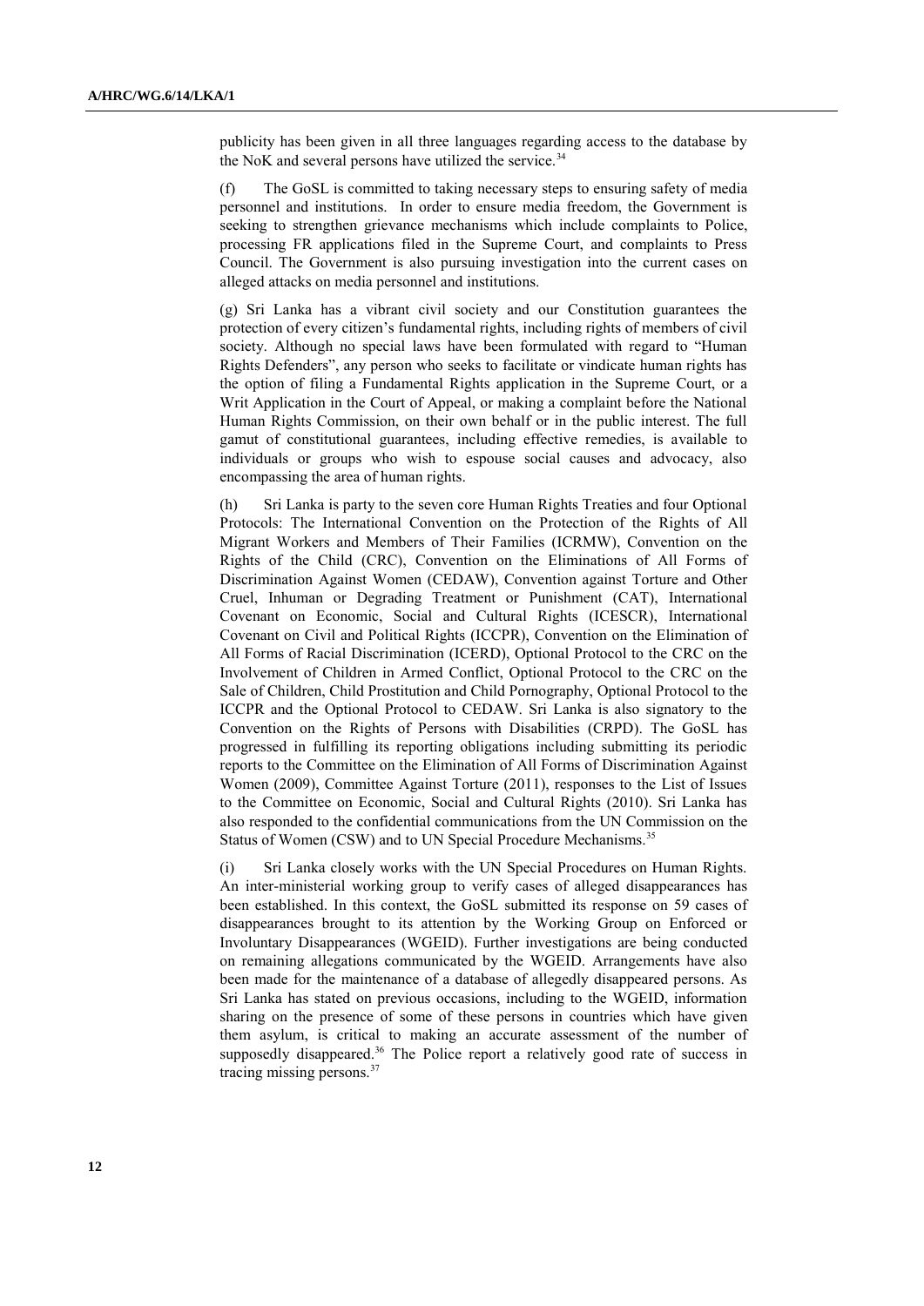publicity has been given in all three languages regarding access to the database by the NoK and several persons have utilized the service.[34]

(f) The GoSL is committed to taking necessary steps to ensuring safety of media personnel and institutions. In order to ensure media freedom, the Government is seeking to strengthen grievance mechanisms which include complaints to Police, processing FR applications filed in the Supreme Court, and complaints to Press Council. The Government is also pursuing investigation into the current cases on alleged attacks on media personnel and institutions.

(g) Sri Lanka has a vibrant civil society and our Constitution guarantees the protection of every citizen's fundamental rights, including rights of members of civil society. Although no special laws have been formulated with regard to "Human Rights Defenders", any person who seeks to facilitate or vindicate human rights has the option of filing a Fundamental Rights application in the Supreme Court, or a Writ Application in the Court of Appeal, or making a complaint before the National Human Rights Commission, on their own behalf or in the public interest. The full gamut of constitutional guarantees, including effective remedies, is available to individuals or groups who wish to espouse social causes and advocacy, also encompassing the area of human rights.

(h) Sri Lanka is party to the seven core Human Rights Treaties and four Optional Protocols: The International Convention on the Protection of the Rights of All Migrant Workers and Members of Their Families (ICRMW), Convention on the Rights of the Child (CRC), Convention on the Eliminations of All Forms of Discrimination Against Women (CEDAW), Convention against Torture and Other Cruel, Inhuman or Degrading Treatment or Punishment (CAT), International Covenant on Economic, Social and Cultural Rights (ICESCR), International Covenant on Civil and Political Rights (ICCPR), Convention on the Elimination of All Forms of Racial Discrimination (ICERD), Optional Protocol to the CRC on the Involvement of Children in Armed Conflict, Optional Protocol to the CRC on the Sale of Children, Child Prostitution and Child Pornography, Optional Protocol to the ICCPR and the Optional Protocol to CEDAW. Sri Lanka is also signatory to the Convention on the Rights of Persons with Disabilities (CRPD). The GoSL has progressed in fulfilling its reporting obligations including submitting its periodic reports to the Committee on the Elimination of All Forms of Discrimination Against Women (2009), Committee Against Torture (2011), responses to the List of Issues to the Committee on Economic, Social and Cultural Rights (2010). Sri Lanka has also responded to the confidential communications from the UN Commission on the Status of Women (CSW) and to UN Special Procedure Mechanisms.[35]

(i) Sri Lanka closely works with the UN Special Procedures on Human Rights. An inter-ministerial working group to verify cases of alleged disappearances has been established. In this context, the GoSL submitted its response on 59 cases of disappearances brought to its attention by the Working Group on Enforced or Involuntary Disappearances (WGEID). Further investigations are being conducted on remaining allegations communicated by the WGEID. Arrangements have also been made for the maintenance of a database of allegedly disappeared persons. As Sri Lanka has stated on previous occasions, including to the WGEID, information sharing on the presence of some of these persons in countries which have given them asylum, is critical to making an accurate assessment of the number of supposedly disappeared.[36] The Police report a relatively good rate of success in tracing missing persons.[37]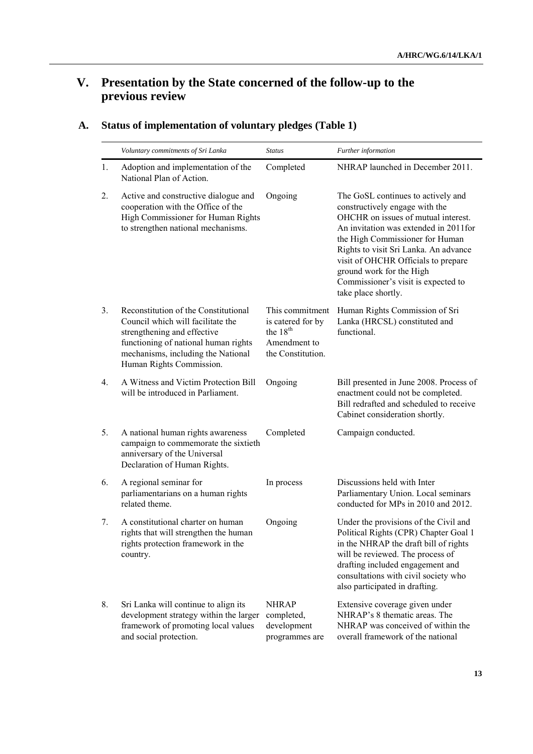# V. Presentation by the State concerned of the follow-up to the previous review

## A. Status of implementation of voluntary pledges (Table 1)

| | *Voluntary commitments of Sri Lanka* | *Status* | *Further information* |
|---|---|---|---|
| 1. | Adoption and implementation of the National Plan of Action. | Completed | NHRAP launched in December 2011. |
| 2. | Active and constructive dialogue and cooperation with the Office of the High Commissioner for Human Rights to strengthen national mechanisms. | Ongoing | The GoSL continues to actively and constructively engage with the OHCHR on issues of mutual interest. An invitation was extended in 2011for the High Commissioner for Human Rights to visit Sri Lanka. An advance visit of OHCHR Officials to prepare ground work for the High Commissioner's visit is expected to take place shortly. |
| 3. | Reconstitution of the Constitutional Council which will facilitate the strengthening and effective functioning of national human rights mechanisms, including the National Human Rights Commission. | This commitment is catered for by the 18th Amendment to the Constitution. | Human Rights Commission of Sri Lanka (HRCSL) constituted and functional. |
| 4. | A Witness and Victim Protection Bill will be introduced in Parliament. | Ongoing | Bill presented in June 2008. Process of enactment could not be completed. Bill redrafted and scheduled to receive Cabinet consideration shortly. |
| 5. | A national human rights awareness campaign to commemorate the sixtieth anniversary of the Universal Declaration of Human Rights. | Completed | Campaign conducted. |
| 6. | A regional seminar for parliamentarians on a human rights related theme. | In process | Discussions held with Inter Parliamentary Union. Local seminars conducted for MPs in 2010 and 2012. |
| 7. | A constitutional charter on human rights that will strengthen the human rights protection framework in the country. | Ongoing | Under the provisions of the Civil and Political Rights (CPR) Chapter Goal 1 in the NHRAP the draft bill of rights will be reviewed. The process of drafting included engagement and consultations with civil society who also participated in drafting. |
| 8. | Sri Lanka will continue to align its development strategy within the larger framework of promoting local values and social protection. | NHRAP completed, development programmes are | Extensive coverage given under NHRAP's 8 thematic areas. The NHRAP was conceived of within the overall framework of the national |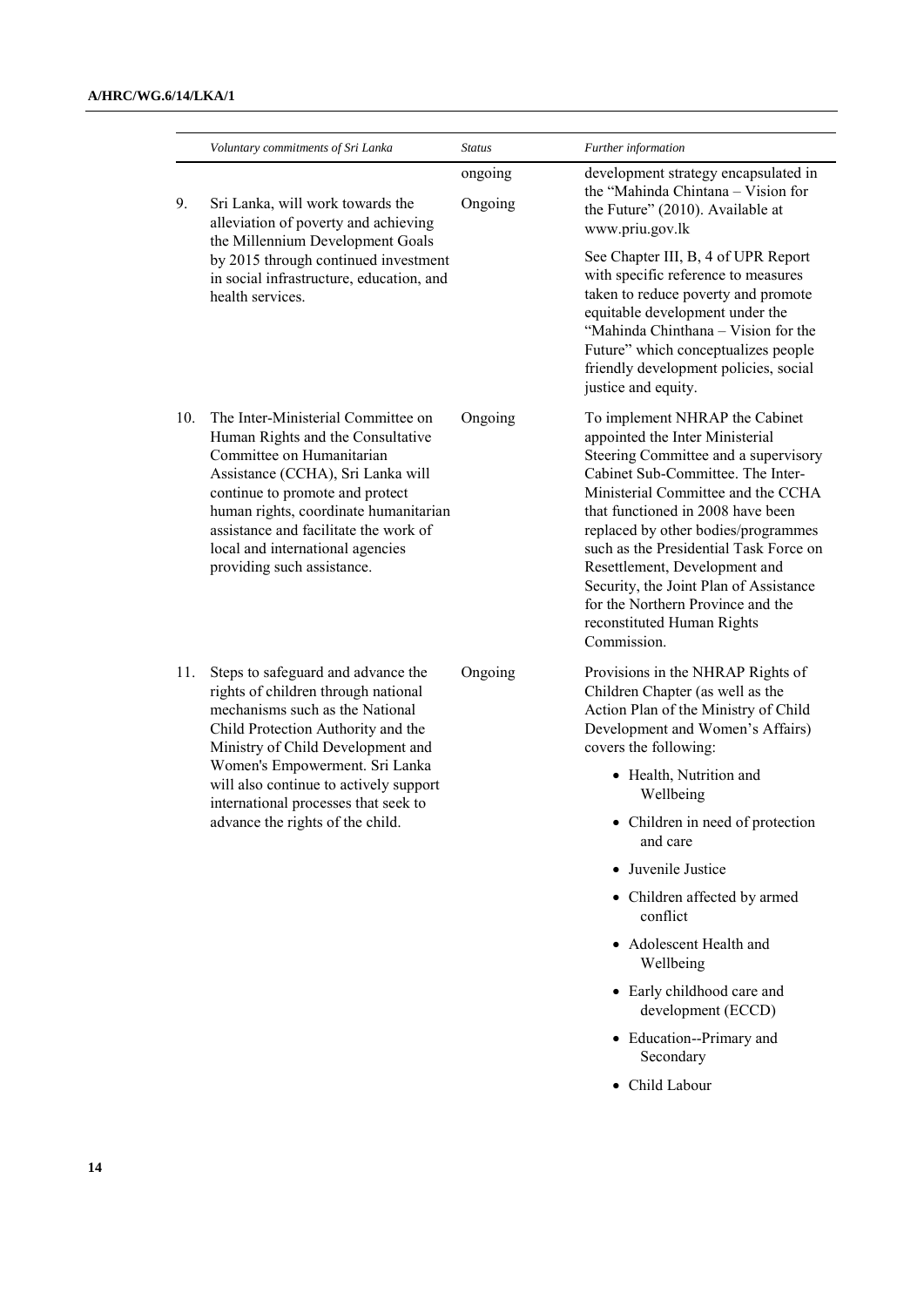| | Voluntary commitments of Sri Lanka | Status | Further information |
|---|---|---|---|
| | | ongoing | development strategy encapsulated in the "Mahinda Chintana – Vision for the Future" (2010). Available at www.priu.gov.lk |
| 9. | Sri Lanka, will work towards the alleviation of poverty and achieving the Millennium Development Goals by 2015 through continued investment in social infrastructure, education, and health services. | Ongoing | See Chapter III, B, 4 of UPR Report with specific reference to measures taken to reduce poverty and promote equitable development under the "Mahinda Chinthana – Vision for the Future" which conceptualizes people friendly development policies, social justice and equity. |
| 10. | The Inter-Ministerial Committee on Human Rights and the Consultative Committee on Humanitarian Assistance (CCHA), Sri Lanka will continue to promote and protect human rights, coordinate humanitarian assistance and facilitate the work of local and international agencies providing such assistance. | Ongoing | To implement NHRAP the Cabinet appointed the Inter Ministerial Steering Committee and a supervisory Cabinet Sub-Committee. The Inter-Ministerial Committee and the CCHA that functioned in 2008 have been replaced by other bodies/programmes such as the Presidential Task Force on Resettlement, Development and Security, the Joint Plan of Assistance for the Northern Province and the reconstituted Human Rights Commission. |
| 11. | Steps to safeguard and advance the rights of children through national mechanisms such as the National Child Protection Authority and the Ministry of Child Development and Women's Empowerment. Sri Lanka will also continue to actively support international processes that seek to advance the rights of the child. | Ongoing | Provisions in the NHRAP Rights of Children Chapter (as well as the Action Plan of the Ministry of Child Development and Women's Affairs) covers the following:<br>• Health, Nutrition and Wellbeing<br>• Children in need of protection and care<br>• Juvenile Justice<br>• Children affected by armed conflict<br>• Adolescent Health and Wellbeing<br>• Early childhood care and development (ECCD)<br>• Education--Primary and Secondary<br>• Child Labour |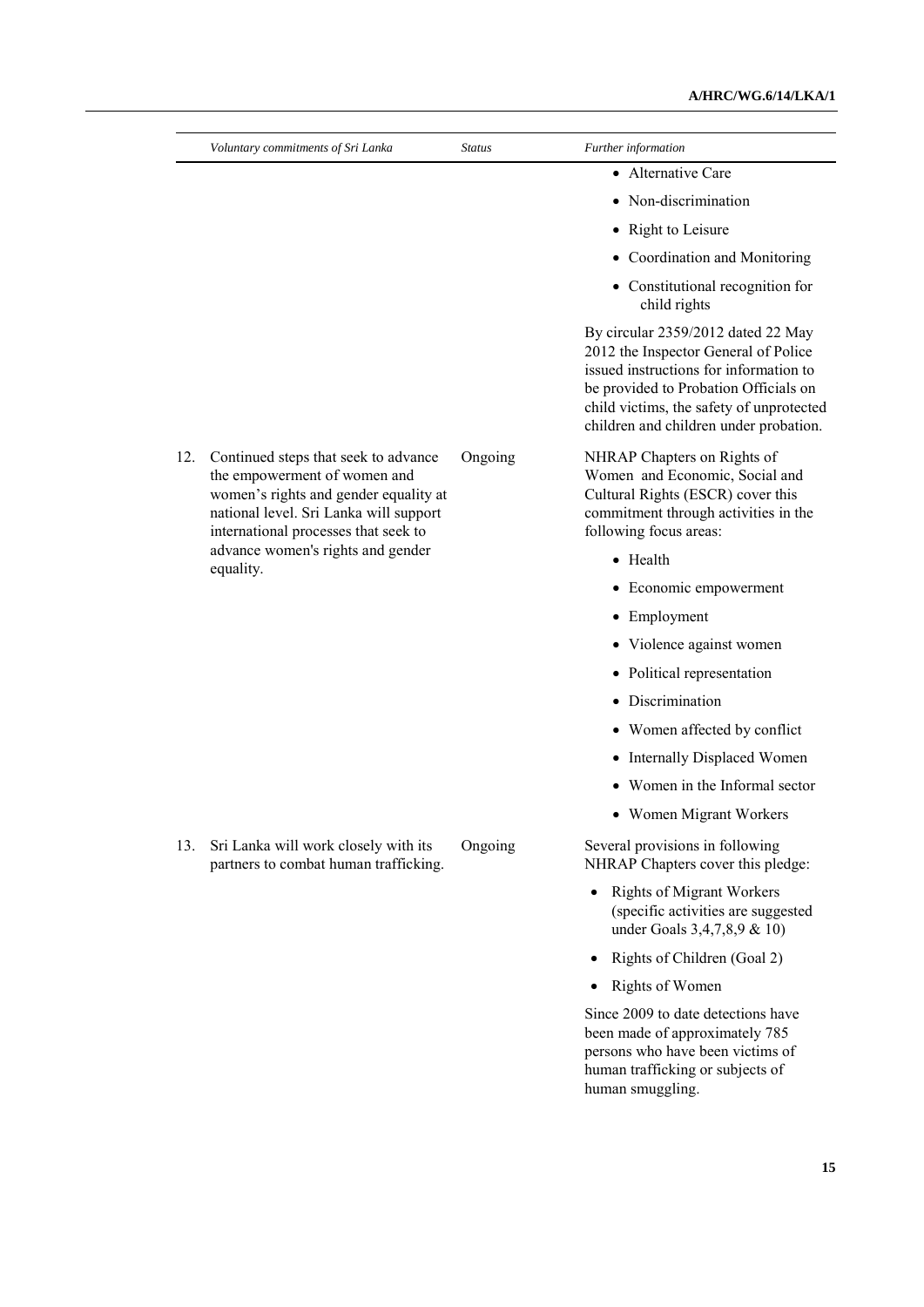| | Voluntary commitments of Sri Lanka | Status | Further information |
|---|---|---|---|
| | | | • Alternative Care<br>• Non-discrimination<br>• Right to Leisure<br>• Coordination and Monitoring<br>• Constitutional recognition for child rights<br><br>By circular 2359/2012 dated 22 May 2012 the Inspector General of Police issued instructions for information to be provided to Probation Officials on child victims, the safety of unprotected children and children under probation. |
| 12. | Continued steps that seek to advance the empowerment of women and women's rights and gender equality at national level. Sri Lanka will support international processes that seek to advance women's rights and gender equality. | Ongoing | NHRAP Chapters on Rights of Women and Economic, Social and Cultural Rights (ESCR) cover this commitment through activities in the following focus areas:<br>• Health<br>• Economic empowerment<br>• Employment<br>• Violence against women<br>• Political representation<br>• Discrimination<br>• Women affected by conflict<br>• Internally Displaced Women<br>• Women in the Informal sector<br>• Women Migrant Workers |
| 13. | Sri Lanka will work closely with its partners to combat human trafficking. | Ongoing | Several provisions in following NHRAP Chapters cover this pledge:<br>• Rights of Migrant Workers (specific activities are suggested under Goals 3,4,7,8,9 & 10)<br>• Rights of Children (Goal 2)<br>• Rights of Women<br><br>Since 2009 to date detections have been made of approximately 785 persons who have been victims of human trafficking or subjects of human smuggling. |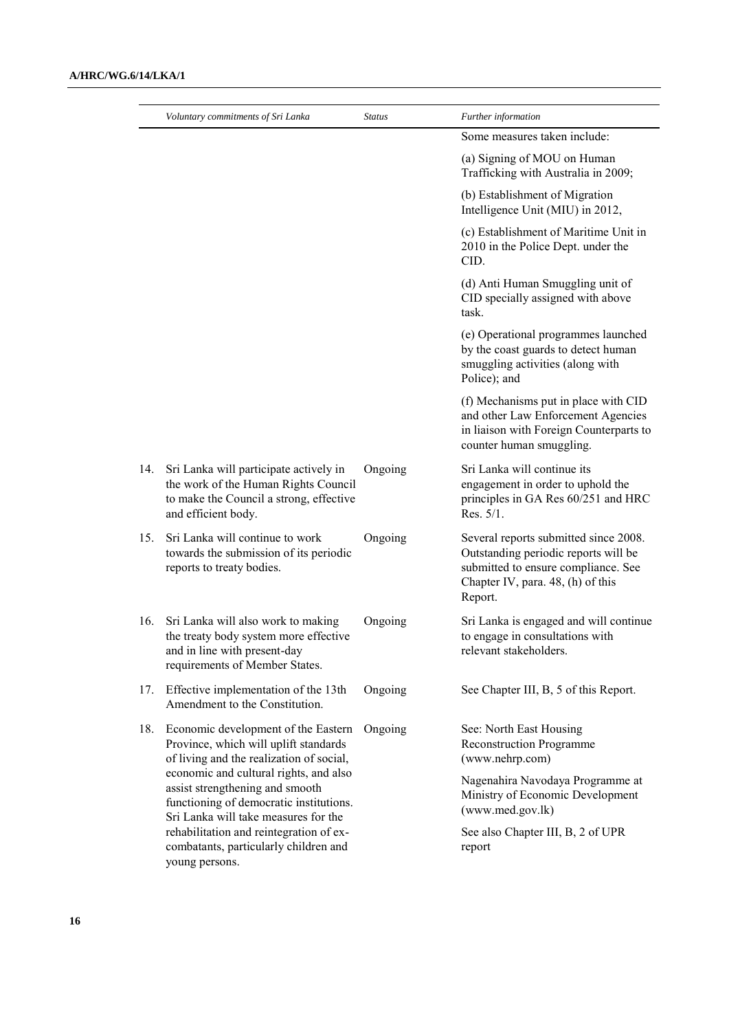| | Voluntary commitments of Sri Lanka | Status | Further information |
|---|---|---|---|
| | | | Some measures taken include:<br><br>(a) Signing of MOU on Human Trafficking with Australia in 2009;<br><br>(b) Establishment of Migration Intelligence Unit (MIU) in 2012,<br><br>(c) Establishment of Maritime Unit in 2010 in the Police Dept. under the CID.<br><br>(d) Anti Human Smuggling unit of CID specially assigned with above task.<br><br>(e) Operational programmes launched by the coast guards to detect human smuggling activities (along with Police); and<br><br>(f) Mechanisms put in place with CID and other Law Enforcement Agencies in liaison with Foreign Counterparts to counter human smuggling. |
| 14. | Sri Lanka will participate actively in the work of the Human Rights Council to make the Council a strong, effective and efficient body. | Ongoing | Sri Lanka will continue its engagement in order to uphold the principles in GA Res 60/251 and HRC Res. 5/1. |
| 15. | Sri Lanka will continue to work towards the submission of its periodic reports to treaty bodies. | Ongoing | Several reports submitted since 2008. Outstanding periodic reports will be submitted to ensure compliance. See Chapter IV, para. 48, (h) of this Report. |
| 16. | Sri Lanka will also work to making the treaty body system more effective and in line with present-day requirements of Member States. | Ongoing | Sri Lanka is engaged and will continue to engage in consultations with relevant stakeholders. |
| 17. | Effective implementation of the 13th Amendment to the Constitution. | Ongoing | See Chapter III, B, 5 of this Report. |
| 18. | Economic development of the Eastern Province, which will uplift standards of living and the realization of social, economic and cultural rights, and also assist strengthening and smooth functioning of democratic institutions. Sri Lanka will take measures for the rehabilitation and reintegration of ex-combatants, particularly children and young persons. | Ongoing | See: North East Housing Reconstruction Programme (www.nehrp.com)<br><br>Nagenahira Navodaya Programme at Ministry of Economic Development (www.med.gov.lk)<br><br>See also Chapter III, B, 2 of UPR report |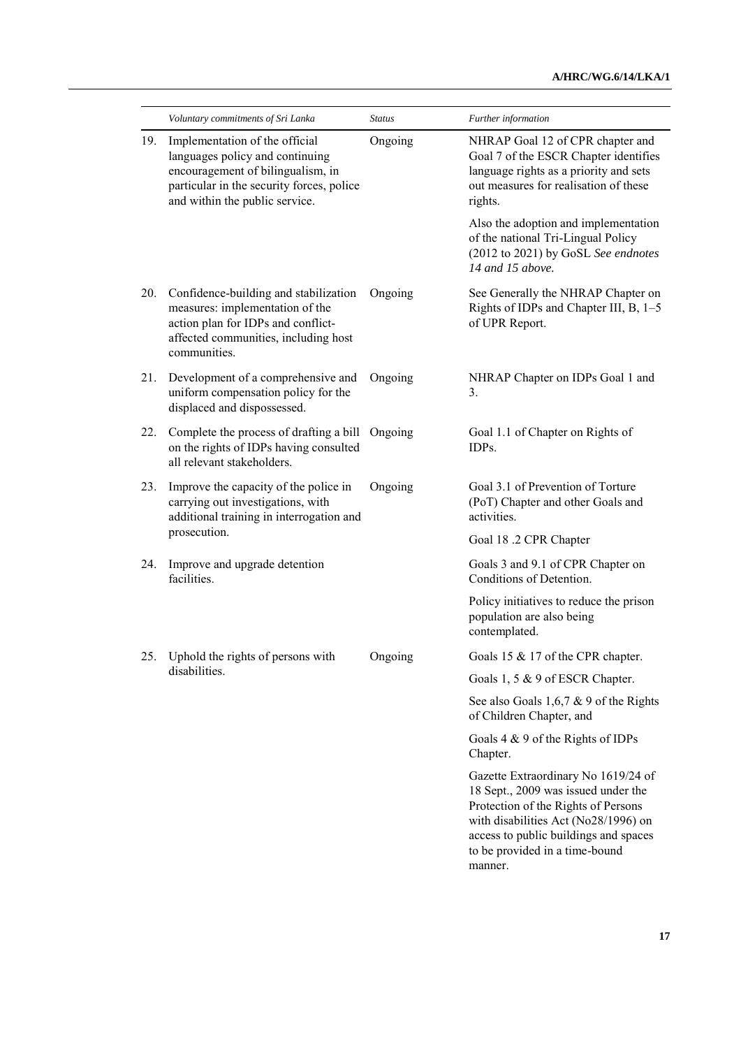| | *Voluntary commitments of Sri Lanka* | *Status* | *Further information* |
|---|---|---|---|
| 19. | Implementation of the official languages policy and continuing encouragement of bilingualism, in particular in the security forces, police and within the public service. | Ongoing | NHRAP Goal 12 of CPR chapter and Goal 7 of the ESCR Chapter identifies language rights as a priority and sets out measures for realisation of these rights.<br><br>Also the adoption and implementation of the national Tri-Lingual Policy (2012 to 2021) by GoSL *See endnotes 14 and 15 above.* |
| 20. | Confidence-building and stabilization measures: implementation of the action plan for IDPs and conflict-affected communities, including host communities. | Ongoing | See Generally the NHRAP Chapter on Rights of IDPs and Chapter III, B, 1–5 of UPR Report. |
| 21. | Development of a comprehensive and uniform compensation policy for the displaced and dispossessed. | Ongoing | NHRAP Chapter on IDPs Goal 1 and 3. |
| 22. | Complete the process of drafting a bill on the rights of IDPs having consulted all relevant stakeholders. | Ongoing | Goal 1.1 of Chapter on Rights of IDPs. |
| 23. | Improve the capacity of the police in carrying out investigations, with additional training in interrogation and prosecution. | Ongoing | Goal 3.1 of Prevention of Torture (PoT) Chapter and other Goals and activities.<br><br>Goal 18 .2 CPR Chapter |
| 24. | Improve and upgrade detention facilities. | | Goals 3 and 9.1 of CPR Chapter on Conditions of Detention.<br><br>Policy initiatives to reduce the prison population are also being contemplated. |
| 25. | Uphold the rights of persons with disabilities. | Ongoing | Goals 15 & 17 of the CPR chapter.<br><br>Goals 1, 5 & 9 of ESCR Chapter.<br><br>See also Goals 1,6,7 & 9 of the Rights of Children Chapter, and<br><br>Goals 4 & 9 of the Rights of IDPs Chapter.<br><br>Gazette Extraordinary No 1619/24 of 18 Sept., 2009 was issued under the Protection of the Rights of Persons with disabilities Act (No28/1996) on access to public buildings and spaces to be provided in a time-bound manner. |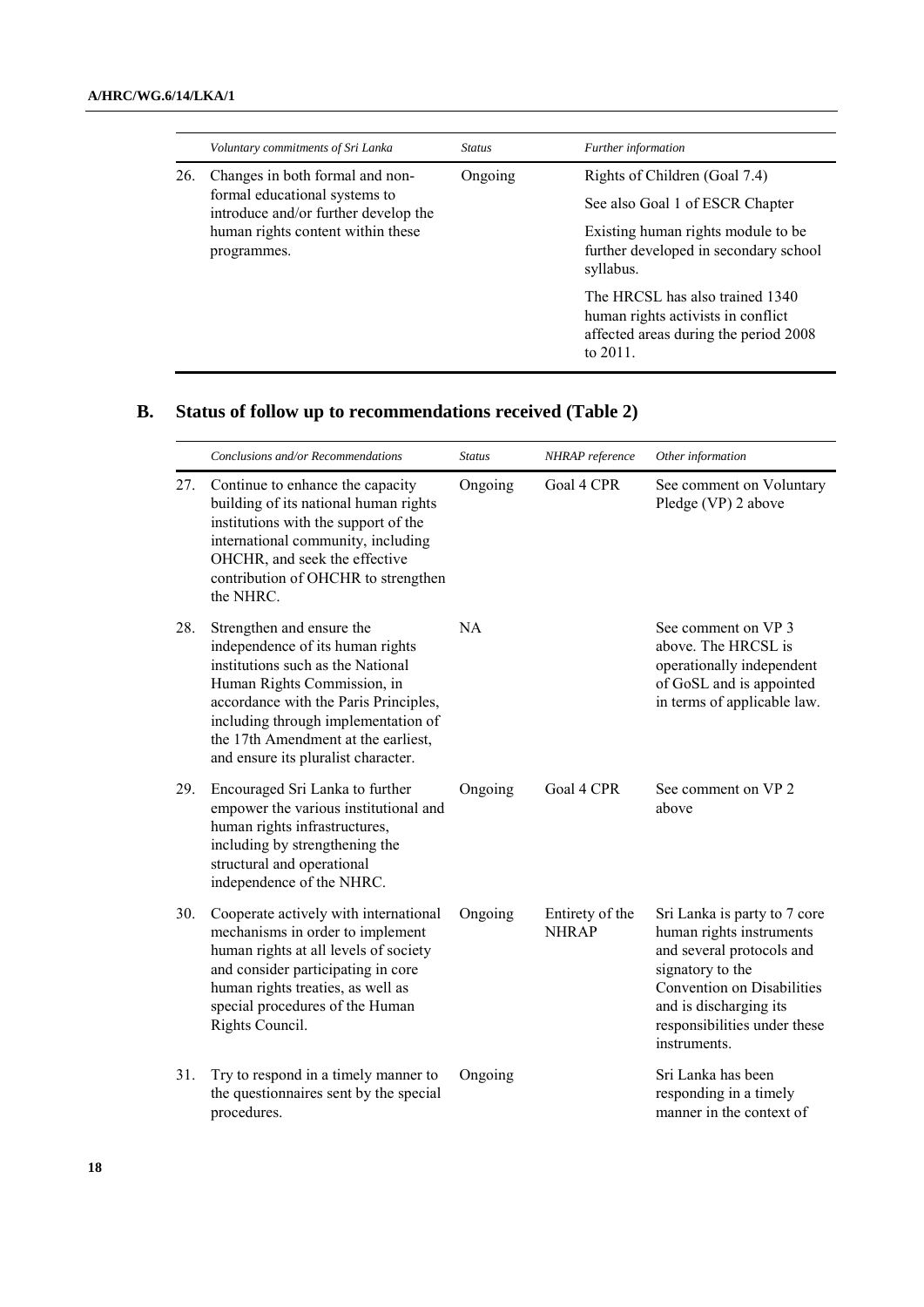| | Voluntary commitments of Sri Lanka | Status | Further information |
|---|---|---|---|
| 26. | Changes in both formal and non-formal educational systems to introduce and/or further develop the human rights content within these programmes. | Ongoing | Rights of Children (Goal 7.4)<br><br>See also Goal 1 of ESCR Chapter<br><br>Existing human rights module to be further developed in secondary school syllabus.<br><br>The HRCSL has also trained 1340 human rights activists in conflict affected areas during the period 2008 to 2011. |

## B. Status of follow up to recommendations received (Table 2)

| | Conclusions and/or Recommendations | Status | NHRAP reference | Other information |
|---|---|---|---|---|
| 27. | Continue to enhance the capacity building of its national human rights institutions with the support of the international community, including OHCHR, and seek the effective contribution of OHCHR to strengthen the NHRC. | Ongoing | Goal 4 CPR | See comment on Voluntary Pledge (VP) 2 above |
| 28. | Strengthen and ensure the independence of its human rights institutions such as the National Human Rights Commission, in accordance with the Paris Principles, including through implementation of the 17th Amendment at the earliest, and ensure its pluralist character. | NA | | See comment on VP 3 above. The HRCSL is operationally independent of GoSL and is appointed in terms of applicable law. |
| 29. | Encouraged Sri Lanka to further empower the various institutional and human rights infrastructures, including by strengthening the structural and operational independence of the NHRC. | Ongoing | Goal 4 CPR | See comment on VP 2 above |
| 30. | Cooperate actively with international mechanisms in order to implement human rights at all levels of society and consider participating in core human rights treaties, as well as special procedures of the Human Rights Council. | Ongoing | Entirety of the NHRAP | Sri Lanka is party to 7 core human rights instruments and several protocols and signatory to the Convention on Disabilities and is discharging its responsibilities under these instruments. |
| 31. | Try to respond in a timely manner to the questionnaires sent by the special procedures. | Ongoing | | Sri Lanka has been responding in a timely manner in the context of |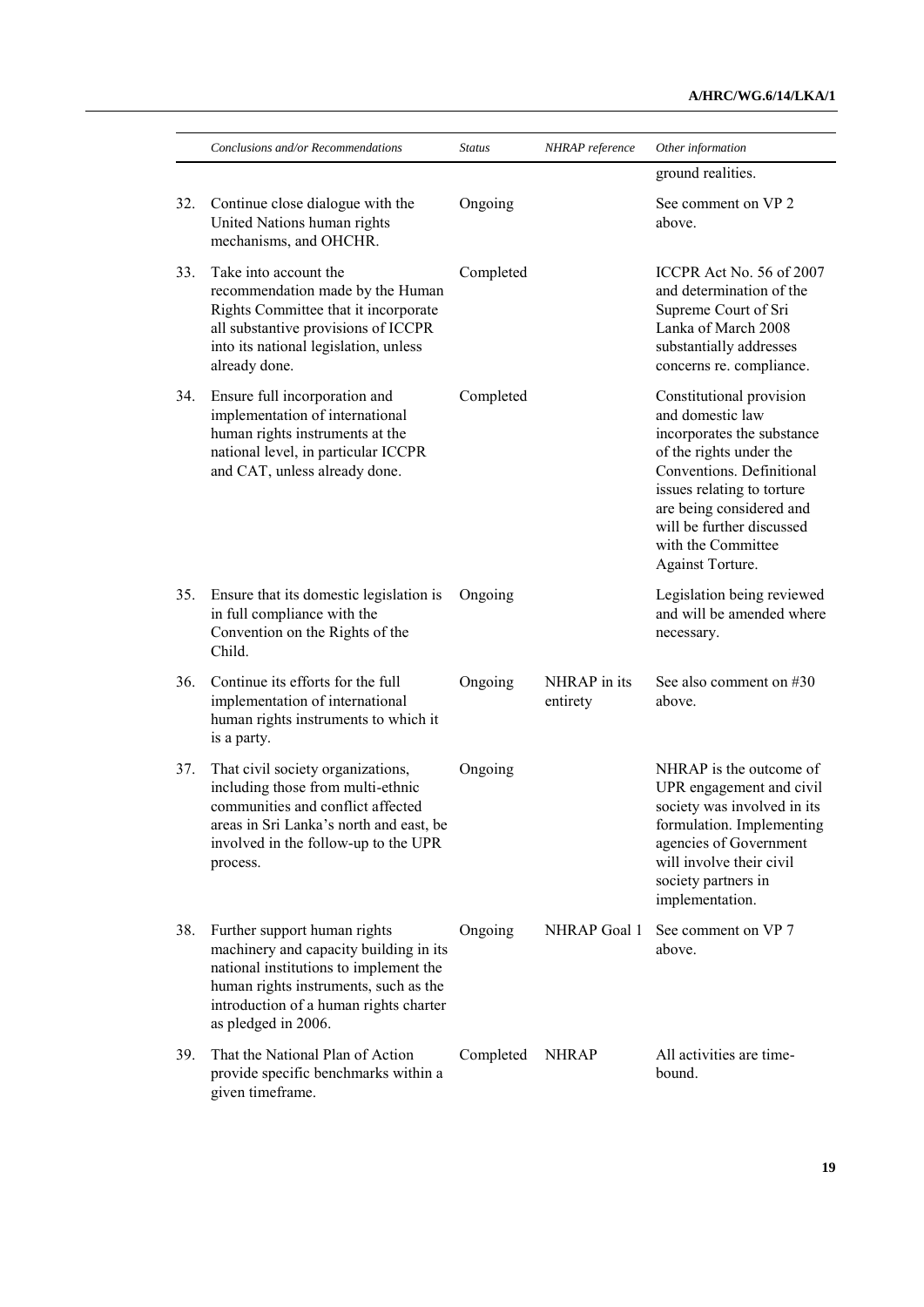| | Conclusions and/or Recommendations | Status | NHRAP reference | Other information |
|---|---|---|---|---|
| | | | | ground realities. |
| 32. | Continue close dialogue with the United Nations human rights mechanisms, and OHCHR. | Ongoing | | See comment on VP 2 above. |
| 33. | Take into account the recommendation made by the Human Rights Committee that it incorporate all substantive provisions of ICCPR into its national legislation, unless already done. | Completed | | ICCPR Act No. 56 of 2007 and determination of the Supreme Court of Sri Lanka of March 2008 substantially addresses concerns re. compliance. |
| 34. | Ensure full incorporation and implementation of international human rights instruments at the national level, in particular ICCPR and CAT, unless already done. | Completed | | Constitutional provision and domestic law incorporates the substance of the rights under the Conventions. Definitional issues relating to torture are being considered and will be further discussed with the Committee Against Torture. |
| 35. | Ensure that its domestic legislation is in full compliance with the Convention on the Rights of the Child. | Ongoing | | Legislation being reviewed and will be amended where necessary. |
| 36. | Continue its efforts for the full implementation of international human rights instruments to which it is a party. | Ongoing | NHRAP in its entirety | See also comment on #30 above. |
| 37. | That civil society organizations, including those from multi-ethnic communities and conflict affected areas in Sri Lanka's north and east, be involved in the follow-up to the UPR process. | Ongoing | | NHRAP is the outcome of UPR engagement and civil society was involved in its formulation. Implementing agencies of Government will involve their civil society partners in implementation. |
| 38. | Further support human rights machinery and capacity building in its national institutions to implement the human rights instruments, such as the introduction of a human rights charter as pledged in 2006. | Ongoing | NHRAP Goal 1 | See comment on VP 7 above. |
| 39. | That the National Plan of Action provide specific benchmarks within a given timeframe. | Completed | NHRAP | All activities are time-bound. |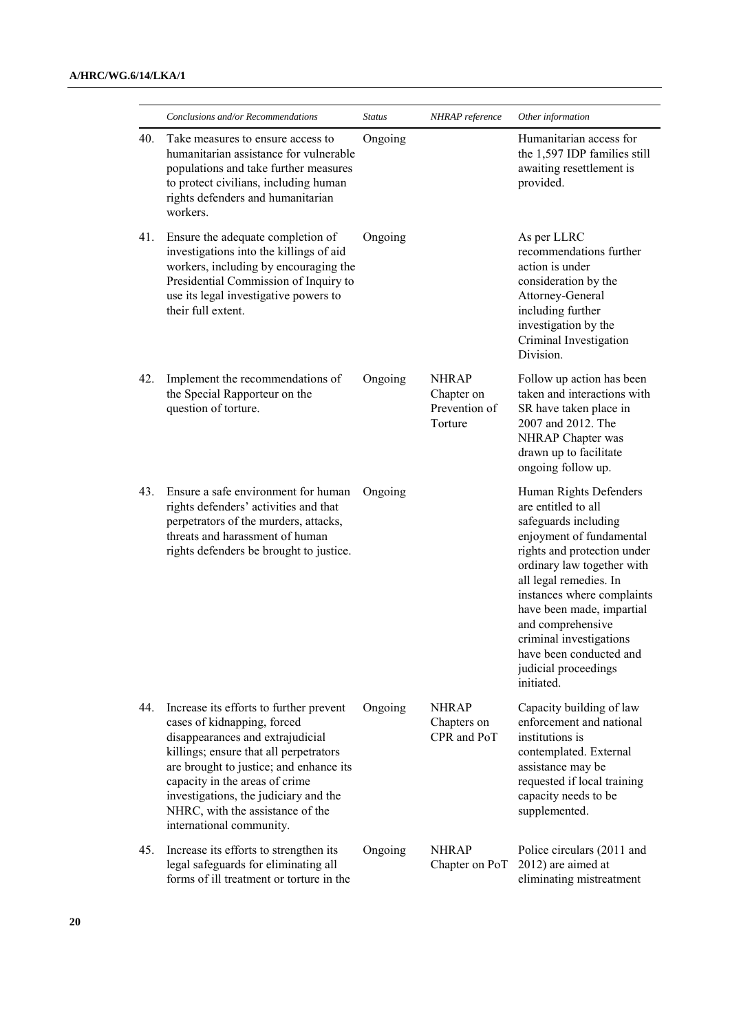| | Conclusions and/or Recommendations | Status | NHRAP reference | Other information |
|---|---|---|---|---|
| 40. | Take measures to ensure access to humanitarian assistance for vulnerable populations and take further measures to protect civilians, including human rights defenders and humanitarian workers. | Ongoing | | Humanitarian access for the 1,597 IDP families still awaiting resettlement is provided. |
| 41. | Ensure the adequate completion of investigations into the killings of aid workers, including by encouraging the Presidential Commission of Inquiry to use its legal investigative powers to their full extent. | Ongoing | | As per LLRC recommendations further action is under consideration by the Attorney-General including further investigation by the Criminal Investigation Division. |
| 42. | Implement the recommendations of the Special Rapporteur on the question of torture. | Ongoing | NHRAP Chapter on Prevention of Torture | Follow up action has been taken and interactions with SR have taken place in 2007 and 2012. The NHRAP Chapter was drawn up to facilitate ongoing follow up. |
| 43. | Ensure a safe environment for human rights defenders' activities and that perpetrators of the murders, attacks, threats and harassment of human rights defenders be brought to justice. | Ongoing | | Human Rights Defenders are entitled to all safeguards including enjoyment of fundamental rights and protection under ordinary law together with all legal remedies. In instances where complaints have been made, impartial and comprehensive criminal investigations have been conducted and judicial proceedings initiated. |
| 44. | Increase its efforts to further prevent cases of kidnapping, forced disappearances and extrajudicial killings; ensure that all perpetrators are brought to justice; and enhance its capacity in the areas of crime investigations, the judiciary and the NHRC, with the assistance of the international community. | Ongoing | NHRAP Chapters on CPR and PoT | Capacity building of law enforcement and national institutions is contemplated. External assistance may be requested if local training capacity needs to be supplemented. |
| 45. | Increase its efforts to strengthen its legal safeguards for eliminating all forms of ill treatment or torture in the | Ongoing | NHRAP Chapter on PoT | Police circulars (2011 and 2012) are aimed at eliminating mistreatment |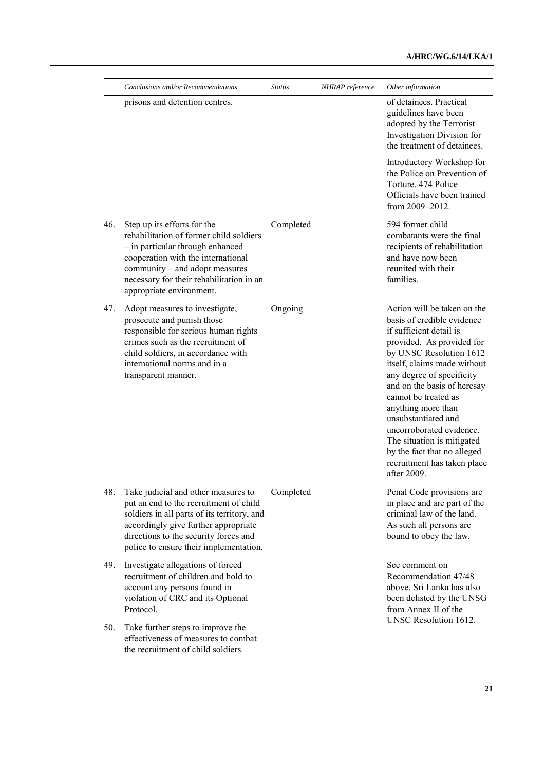| | Conclusions and/or Recommendations | Status | NHRAP reference | Other information |
|---|---|---|---|---|
| | prisons and detention centres. | | | of detainees. Practical guidelines have been adopted by the Terrorist Investigation Division for the treatment of detainees.<br><br>Introductory Workshop for the Police on Prevention of Torture. 474 Police Officials have been trained from 2009–2012. |
| 46. | Step up its efforts for the rehabilitation of former child soldiers – in particular through enhanced cooperation with the international community – and adopt measures necessary for their rehabilitation in an appropriate environment. | Completed | | 594 former child combatants were the final recipients of rehabilitation and have now been reunited with their families. |
| 47. | Adopt measures to investigate, prosecute and punish those responsible for serious human rights crimes such as the recruitment of child soldiers, in accordance with international norms and in a transparent manner. | Ongoing | | Action will be taken on the basis of credible evidence if sufficient detail is provided. As provided for by UNSC Resolution 1612 itself, claims made without any degree of specificity and on the basis of heresay cannot be treated as anything more than unsubstantiated and uncorroborated evidence. The situation is mitigated by the fact that no alleged recruitment has taken place after 2009. |
| 48. | Take judicial and other measures to put an end to the recruitment of child soldiers in all parts of its territory, and accordingly give further appropriate directions to the security forces and police to ensure their implementation. | Completed | | Penal Code provisions are in place and are part of the criminal law of the land. As such all persons are bound to obey the law. |
| 49. | Investigate allegations of forced recruitment of children and hold to account any persons found in violation of CRC and its Optional Protocol. | | | See comment on Recommendation 47/48 above. Sri Lanka has also been delisted by the UNSG from Annex II of the UNSC Resolution 1612. |
| 50. | Take further steps to improve the effectiveness of measures to combat the recruitment of child soldiers. | | | |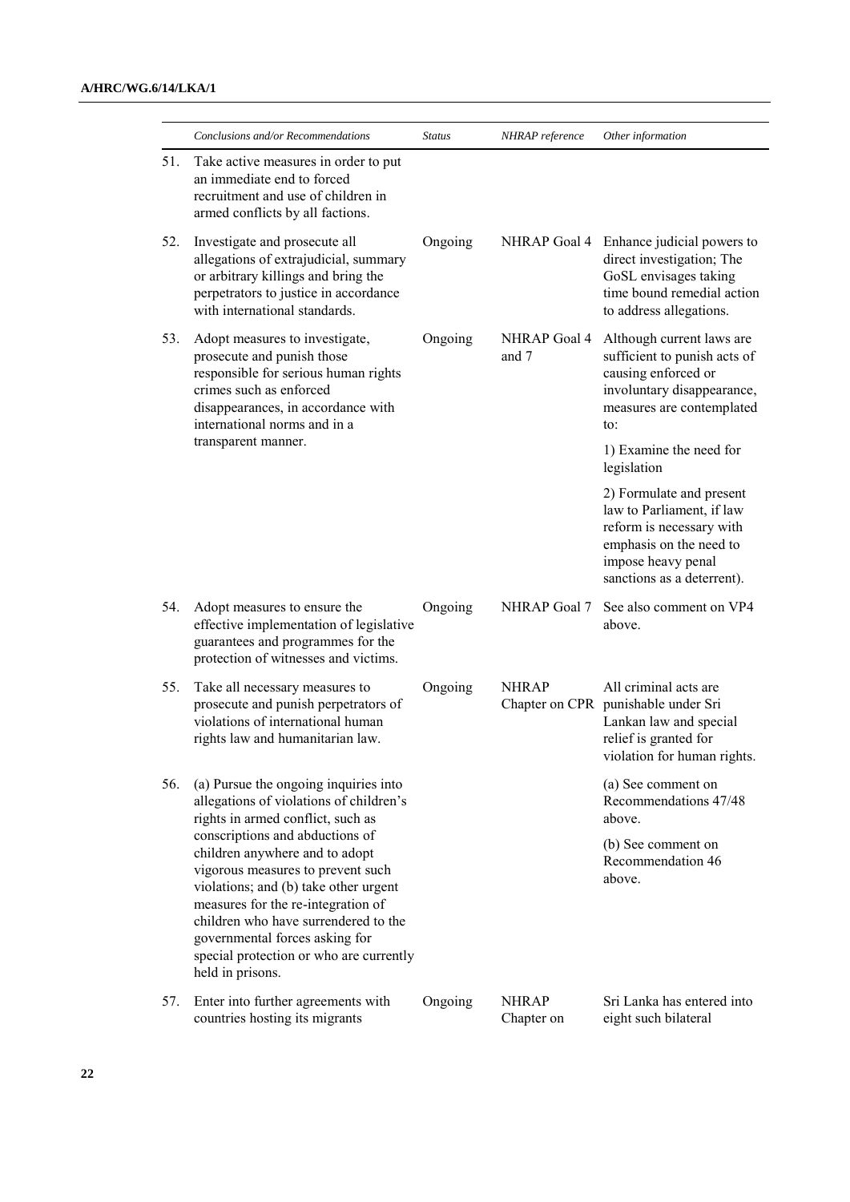| | Conclusions and/or Recommendations | Status | NHRAP reference | Other information |
|---|---|---|---|---|
| 51. | Take active measures in order to put an immediate end to forced recruitment and use of children in armed conflicts by all factions. | | | |
| 52. | Investigate and prosecute all allegations of extrajudicial, summary or arbitrary killings and bring the perpetrators to justice in accordance with international standards. | Ongoing | NHRAP Goal 4 | Enhance judicial powers to direct investigation; The GoSL envisages taking time bound remedial action to address allegations. |
| 53. | Adopt measures to investigate, prosecute and punish those responsible for serious human rights crimes such as enforced disappearances, in accordance with international norms and in a transparent manner. | Ongoing | NHRAP Goal 4 and 7 | Although current laws are sufficient to punish acts of causing enforced or involuntary disappearance, measures are contemplated to:<br><br>1) Examine the need for legislation<br><br>2) Formulate and present law to Parliament, if law reform is necessary with emphasis on the need to impose heavy penal sanctions as a deterrent). |
| 54. | Adopt measures to ensure the effective implementation of legislative guarantees and programmes for the protection of witnesses and victims. | Ongoing | NHRAP Goal 7 | See also comment on VP4 above. |
| 55. | Take all necessary measures to prosecute and punish perpetrators of violations of international human rights law and humanitarian law. | Ongoing | NHRAP Chapter on CPR | All criminal acts are punishable under Sri Lankan law and special relief is granted for violation for human rights. |
| 56. | (a) Pursue the ongoing inquiries into allegations of violations of children's rights in armed conflict, such as conscriptions and abductions of children anywhere and to adopt vigorous measures to prevent such violations; and (b) take other urgent measures for the re-integration of children who have surrendered to the governmental forces asking for special protection or who are currently held in prisons. | | | (a) See comment on Recommendations 47/48 above.<br><br>(b) See comment on Recommendation 46 above. |
| 57. | Enter into further agreements with countries hosting its migrants | Ongoing | NHRAP Chapter on | Sri Lanka has entered into eight such bilateral |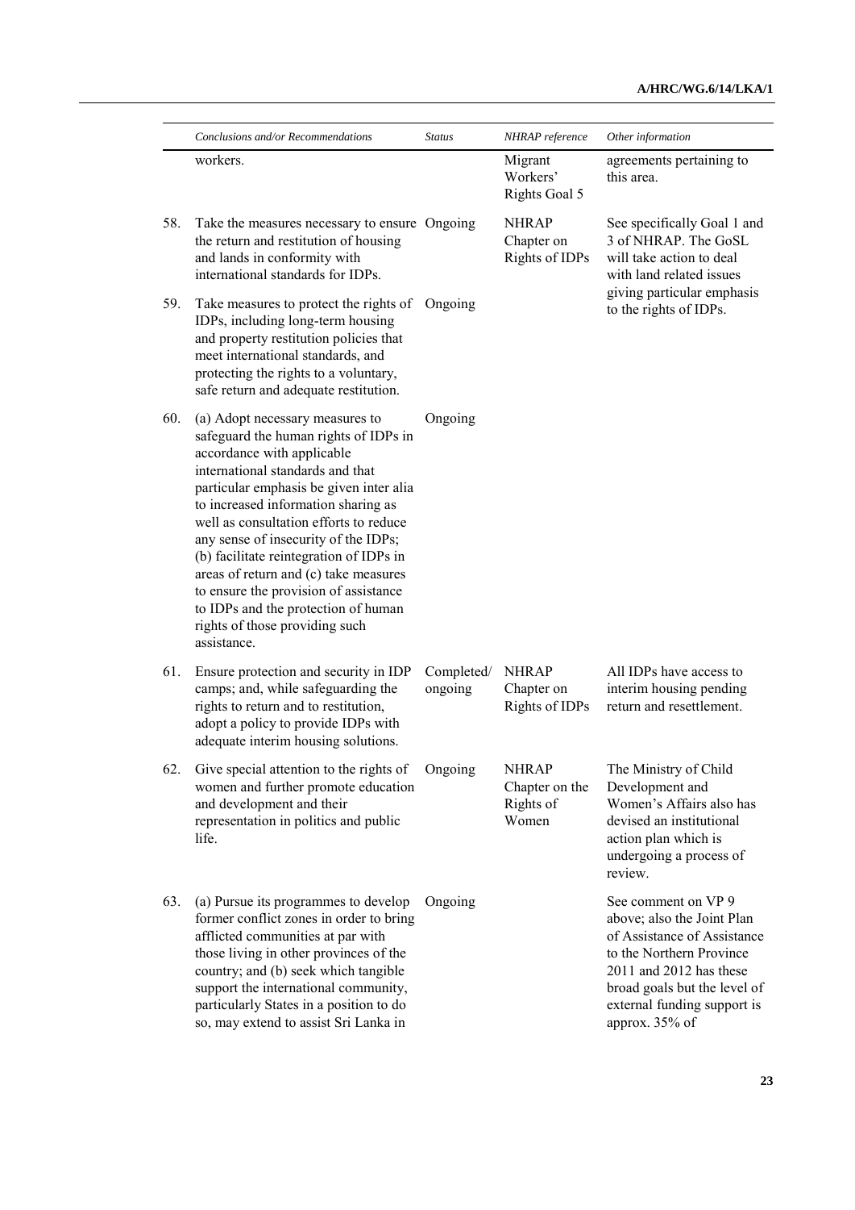| | Conclusions and/or Recommendations | Status | NHRAP reference | Other information |
|---|---|---|---|---|
| | workers. | | Migrant Workers' Rights Goal 5 | agreements pertaining to this area. |
| 58. | Take the measures necessary to ensure the return and restitution of housing and lands in conformity with international standards for IDPs. | Ongoing | NHRAP Chapter on Rights of IDPs | See specifically Goal 1 and 3 of NHRAP. The GoSL will take action to deal with land related issues giving particular emphasis to the rights of IDPs. |
| 59. | Take measures to protect the rights of IDPs, including long-term housing and property restitution policies that meet international standards, and protecting the rights to a voluntary, safe return and adequate restitution. | Ongoing | | |
| 60. | (a) Adopt necessary measures to safeguard the human rights of IDPs in accordance with applicable international standards and that particular emphasis be given inter alia to increased information sharing as well as consultation efforts to reduce any sense of insecurity of the IDPs; (b) facilitate reintegration of IDPs in areas of return and (c) take measures to ensure the provision of assistance to IDPs and the protection of human rights of those providing such assistance. | Ongoing | | |
| 61. | Ensure protection and security in IDP camps; and, while safeguarding the rights to return and to restitution, adopt a policy to provide IDPs with adequate interim housing solutions. | Completed/ ongoing | NHRAP Chapter on Rights of IDPs | All IDPs have access to interim housing pending return and resettlement. |
| 62. | Give special attention to the rights of women and further promote education and development and their representation in politics and public life. | Ongoing | NHRAP Chapter on the Rights of Women | The Ministry of Child Development and Women's Affairs also has devised an institutional action plan which is undergoing a process of review. |
| 63. | (a) Pursue its programmes to develop former conflict zones in order to bring afflicted communities at par with those living in other provinces of the country; and (b) seek which tangible support the international community, particularly States in a position to do so, may extend to assist Sri Lanka in | Ongoing | | See comment on VP 9 above; also the Joint Plan of Assistance of Assistance to the Northern Province 2011 and 2012 has these broad goals but the level of external funding support is approx. 35% of |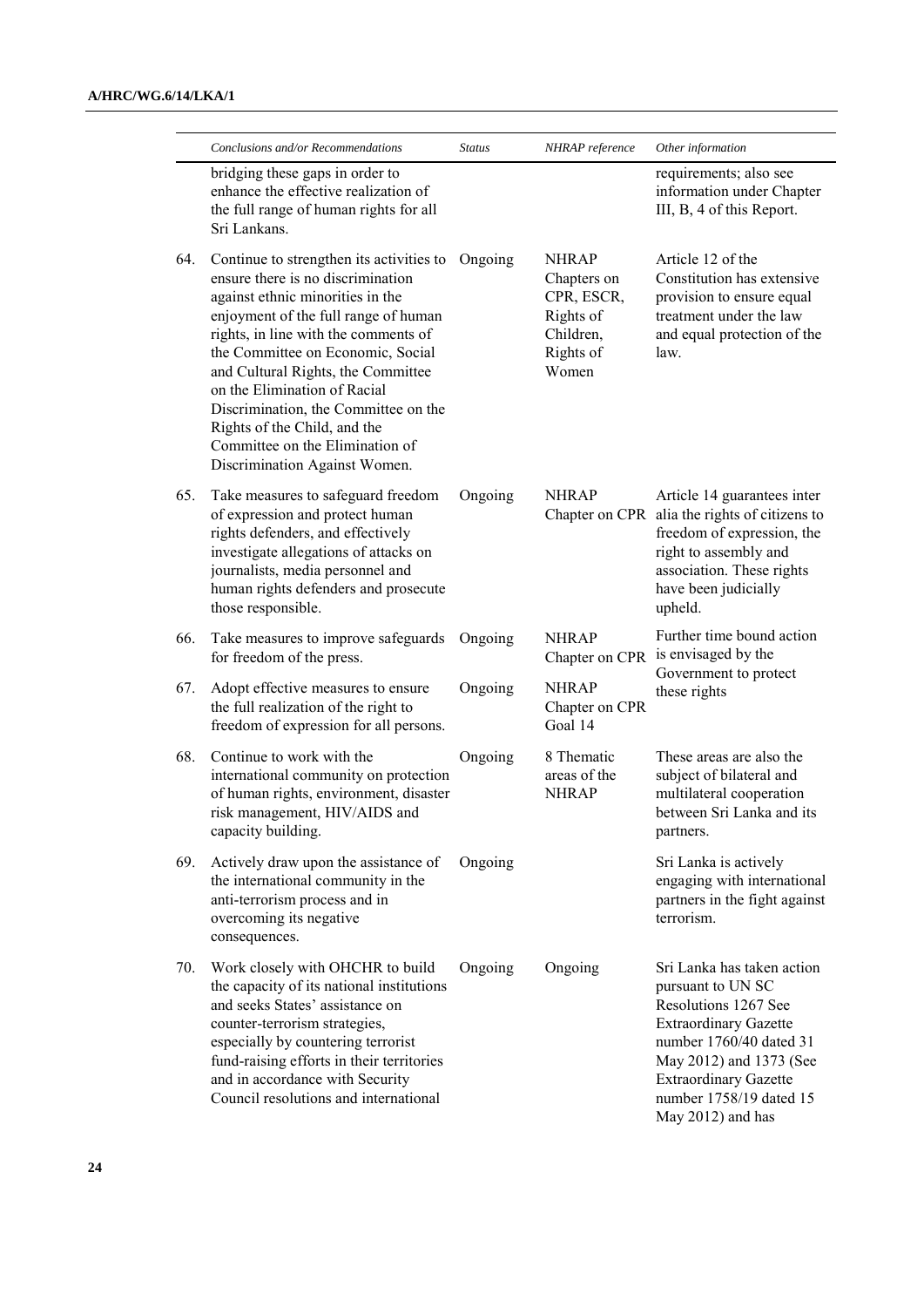| | Conclusions and/or Recommendations | Status | NHRAP reference | Other information |
|---|---|---|---|---|
| | bridging these gaps in order to enhance the effective realization of the full range of human rights for all Sri Lankans. | | | requirements; also see information under Chapter III, B, 4 of this Report. |
| 64. | Continue to strengthen its activities to ensure there is no discrimination against ethnic minorities in the enjoyment of the full range of human rights, in line with the comments of the Committee on Economic, Social and Cultural Rights, the Committee on the Elimination of Racial Discrimination, the Committee on the Rights of the Child, and the Committee on the Elimination of Discrimination Against Women. | Ongoing | NHRAP Chapters on CPR, ESCR, Rights of Children, Rights of Women | Article 12 of the Constitution has extensive provision to ensure equal treatment under the law and equal protection of the law. |
| 65. | Take measures to safeguard freedom of expression and protect human rights defenders, and effectively investigate allegations of attacks on journalists, media personnel and human rights defenders and prosecute those responsible. | Ongoing | NHRAP Chapter on CPR | Article 14 guarantees inter alia the rights of citizens to freedom of expression, the right to assembly and association. These rights have been judicially upheld. |
| 66. | Take measures to improve safeguards for freedom of the press. | Ongoing | NHRAP Chapter on CPR | Further time bound action is envisaged by the Government to protect these rights |
| 67. | Adopt effective measures to ensure the full realization of the right to freedom of expression for all persons. | Ongoing | NHRAP Chapter on CPR Goal 14 | |
| 68. | Continue to work with the international community on protection of human rights, environment, disaster risk management, HIV/AIDS and capacity building. | Ongoing | 8 Thematic areas of the NHRAP | These areas are also the subject of bilateral and multilateral cooperation between Sri Lanka and its partners. |
| 69. | Actively draw upon the assistance of the international community in the anti-terrorism process and in overcoming its negative consequences. | Ongoing | | Sri Lanka is actively engaging with international partners in the fight against terrorism. |
| 70. | Work closely with OHCHR to build the capacity of its national institutions and seeks States' assistance on counter-terrorism strategies, especially by countering terrorist fund-raising efforts in their territories and in accordance with Security Council resolutions and international | Ongoing | Ongoing | Sri Lanka has taken action pursuant to UN SC Resolutions 1267 See Extraordinary Gazette number 1760/40 dated 31 May 2012) and 1373 (See Extraordinary Gazette number 1758/19 dated 15 May 2012) and has |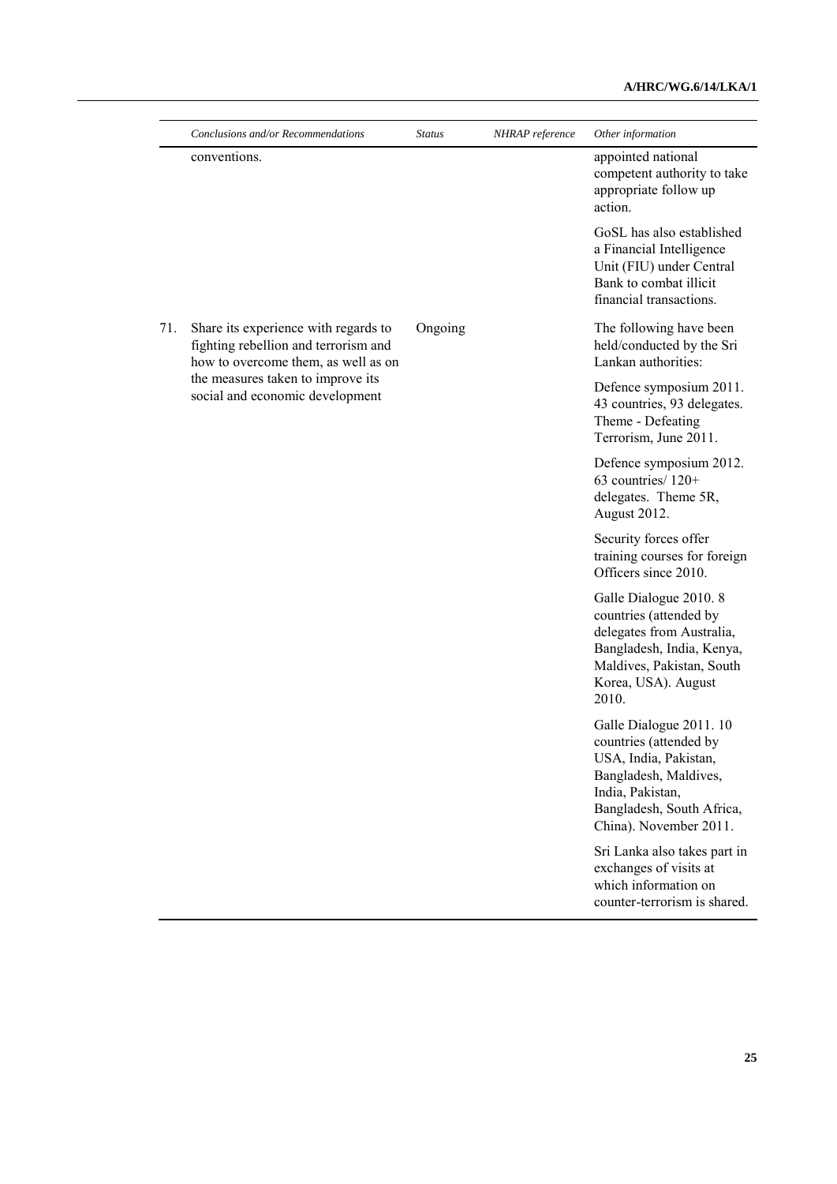| | Conclusions and/or Recommendations | Status | NHRAP reference | Other information |
|---|---|---|---|---|
| | conventions. | | | appointed national competent authority to take appropriate follow up action.<br><br>GoSL has also established a Financial Intelligence Unit (FIU) under Central Bank to combat illicit financial transactions. |
| 71. | Share its experience with regards to fighting rebellion and terrorism and how to overcome them, as well as on the measures taken to improve its social and economic development | Ongoing | | The following have been held/conducted by the Sri Lankan authorities:<br><br>Defence symposium 2011. 43 countries, 93 delegates. Theme - Defeating Terrorism, June 2011.<br><br>Defence symposium 2012. 63 countries/ 120+ delegates. Theme 5R, August 2012.<br><br>Security forces offer training courses for foreign Officers since 2010.<br><br>Galle Dialogue 2010. 8 countries (attended by delegates from Australia, Bangladesh, India, Kenya, Maldives, Pakistan, South Korea, USA). August 2010.<br><br>Galle Dialogue 2011. 10 countries (attended by USA, India, Pakistan, Bangladesh, Maldives, India, Pakistan, Bangladesh, South Africa, China). November 2011.<br><br>Sri Lanka also takes part in exchanges of visits at which information on counter-terrorism is shared. |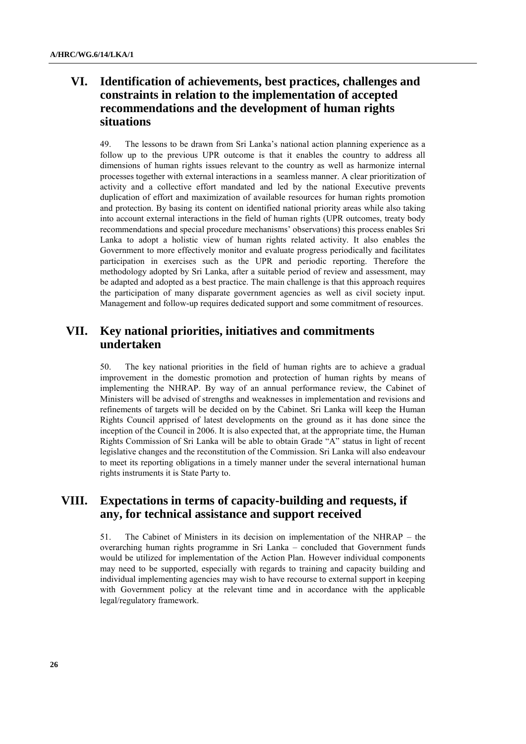## VI. Identification of achievements, best practices, challenges and constraints in relation to the implementation of accepted recommendations and the development of human rights situations

49. The lessons to be drawn from Sri Lanka's national action planning experience as a follow up to the previous UPR outcome is that it enables the country to address all dimensions of human rights issues relevant to the country as well as harmonize internal processes together with external interactions in a seamless manner. A clear prioritization of activity and a collective effort mandated and led by the national Executive prevents duplication of effort and maximization of available resources for human rights promotion and protection. By basing its content on identified national priority areas while also taking into account external interactions in the field of human rights (UPR outcomes, treaty body recommendations and special procedure mechanisms' observations) this process enables Sri Lanka to adopt a holistic view of human rights related activity. It also enables the Government to more effectively monitor and evaluate progress periodically and facilitates participation in exercises such as the UPR and periodic reporting. Therefore the methodology adopted by Sri Lanka, after a suitable period of review and assessment, may be adapted and adopted as a best practice. The main challenge is that this approach requires the participation of many disparate government agencies as well as civil society input. Management and follow-up requires dedicated support and some commitment of resources.

## VII. Key national priorities, initiatives and commitments undertaken

50. The key national priorities in the field of human rights are to achieve a gradual improvement in the domestic promotion and protection of human rights by means of implementing the NHRAP. By way of an annual performance review, the Cabinet of Ministers will be advised of strengths and weaknesses in implementation and revisions and refinements of targets will be decided on by the Cabinet. Sri Lanka will keep the Human Rights Council apprised of latest developments on the ground as it has done since the inception of the Council in 2006. It is also expected that, at the appropriate time, the Human Rights Commission of Sri Lanka will be able to obtain Grade "A" status in light of recent legislative changes and the reconstitution of the Commission. Sri Lanka will also endeavour to meet its reporting obligations in a timely manner under the several international human rights instruments it is State Party to.

## VIII. Expectations in terms of capacity-building and requests, if any, for technical assistance and support received

51. The Cabinet of Ministers in its decision on implementation of the NHRAP – the overarching human rights programme in Sri Lanka – concluded that Government funds would be utilized for implementation of the Action Plan. However individual components may need to be supported, especially with regards to training and capacity building and individual implementing agencies may wish to have recourse to external support in keeping with Government policy at the relevant time and in accordance with the applicable legal/regulatory framework.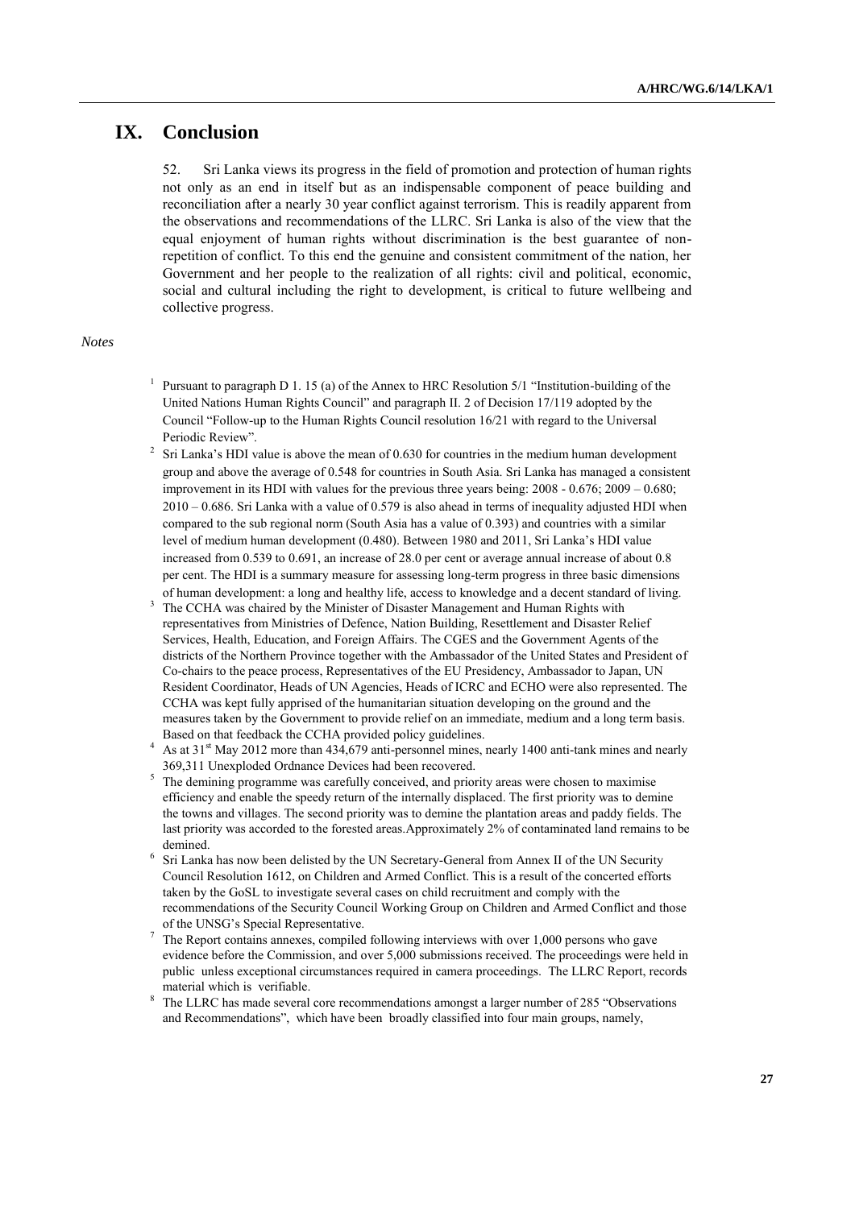# IX. Conclusion

52. Sri Lanka views its progress in the field of promotion and protection of human rights not only as an end in itself but as an indispensable component of peace building and reconciliation after a nearly 30 year conflict against terrorism. This is readily apparent from the observations and recommendations of the LLRC. Sri Lanka is also of the view that the equal enjoyment of human rights without discrimination is the best guarantee of non-repetition of conflict. To this end the genuine and consistent commitment of the nation, her Government and her people to the realization of all rights: civil and political, economic, social and cultural including the right to development, is critical to future wellbeing and collective progress.

*Notes*

[1] Pursuant to paragraph D 1. 15 (a) of the Annex to HRC Resolution 5/1 "Institution-building of the United Nations Human Rights Council" and paragraph II. 2 of Decision 17/119 adopted by the Council "Follow-up to the Human Rights Council resolution 16/21 with regard to the Universal Periodic Review".

[2] Sri Lanka's HDI value is above the mean of 0.630 for countries in the medium human development group and above the average of 0.548 for countries in South Asia. Sri Lanka has managed a consistent improvement in its HDI with values for the previous three years being: 2008 - 0.676; 2009 – 0.680; 2010 – 0.686. Sri Lanka with a value of 0.579 is also ahead in terms of inequality adjusted HDI when compared to the sub regional norm (South Asia has a value of 0.393) and countries with a similar level of medium human development (0.480). Between 1980 and 2011, Sri Lanka's HDI value increased from 0.539 to 0.691, an increase of 28.0 per cent or average annual increase of about 0.8 per cent. The HDI is a summary measure for assessing long-term progress in three basic dimensions of human development: a long and healthy life, access to knowledge and a decent standard of living.

[3] The CCHA was chaired by the Minister of Disaster Management and Human Rights with representatives from Ministries of Defence, Nation Building, Resettlement and Disaster Relief Services, Health, Education, and Foreign Affairs. The CGES and the Government Agents of the districts of the Northern Province together with the Ambassador of the United States and President of Co-chairs to the peace process, Representatives of the EU Presidency, Ambassador to Japan, UN Resident Coordinator, Heads of UN Agencies, Heads of ICRC and ECHO were also represented. The CCHA was kept fully apprised of the humanitarian situation developing on the ground and the measures taken by the Government to provide relief on an immediate, medium and a long term basis. Based on that feedback the CCHA provided policy guidelines.

[4] As at 31st May 2012 more than 434,679 anti-personnel mines, nearly 1400 anti-tank mines and nearly 369,311 Unexploded Ordnance Devices had been recovered.

[5] The demining programme was carefully conceived, and priority areas were chosen to maximise efficiency and enable the speedy return of the internally displaced. The first priority was to demine the towns and villages. The second priority was to demine the plantation areas and paddy fields. The last priority was accorded to the forested areas.Approximately 2% of contaminated land remains to be demined.

[6] Sri Lanka has now been delisted by the UN Secretary-General from Annex II of the UN Security Council Resolution 1612, on Children and Armed Conflict. This is a result of the concerted efforts taken by the GoSL to investigate several cases on child recruitment and comply with the recommendations of the Security Council Working Group on Children and Armed Conflict and those of the UNSG's Special Representative.

[7] The Report contains annexes, compiled following interviews with over 1,000 persons who gave evidence before the Commission, and over 5,000 submissions received. The proceedings were held in public unless exceptional circumstances required in camera proceedings. The LLRC Report, records material which is verifiable.

[8] The LLRC has made several core recommendations amongst a larger number of 285 "Observations and Recommendations", which have been broadly classified into four main groups, namely,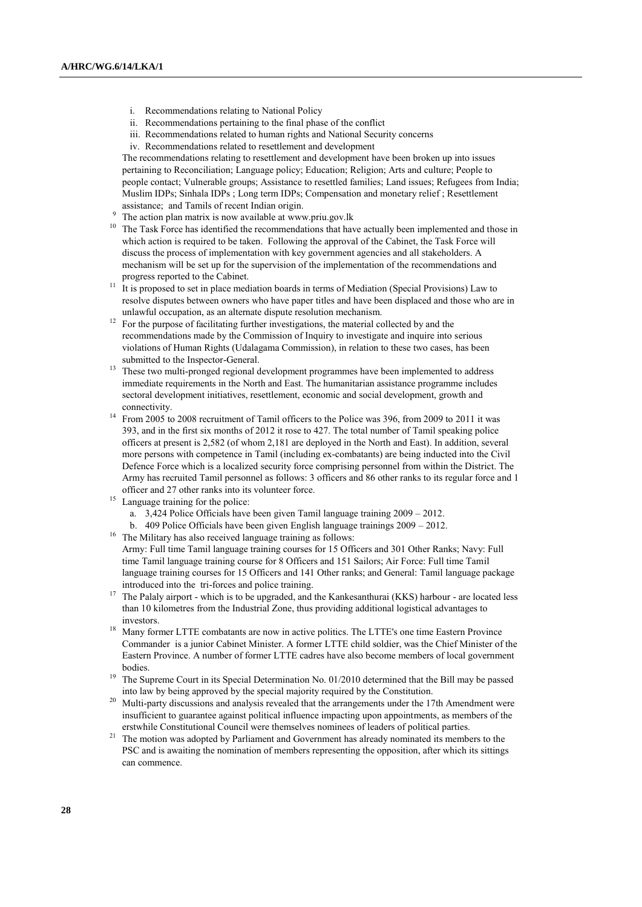i. Recommendations relating to National Policy
ii. Recommendations pertaining to the final phase of the conflict
iii. Recommendations related to human rights and National Security concerns
iv. Recommendations related to resettlement and development

The recommendations relating to resettlement and development have been broken up into issues pertaining to Reconciliation; Language policy; Education; Religion; Arts and culture; People to people contact; Vulnerable groups; Assistance to resettled families; Land issues; Refugees from India; Muslim IDPs; Sinhala IDPs ; Long term IDPs; Compensation and monetary relief ; Resettlement assistance; and Tamils of recent Indian origin.

[9] The action plan matrix is now available at www.priu.gov.lk

[10] The Task Force has identified the recommendations that have actually been implemented and those in which action is required to be taken. Following the approval of the Cabinet, the Task Force will discuss the process of implementation with key government agencies and all stakeholders. A mechanism will be set up for the supervision of the implementation of the recommendations and progress reported to the Cabinet.

[11] It is proposed to set in place mediation boards in terms of Mediation (Special Provisions) Law to resolve disputes between owners who have paper titles and have been displaced and those who are in unlawful occupation, as an alternate dispute resolution mechanism.

[12] For the purpose of facilitating further investigations, the material collected by and the recommendations made by the Commission of Inquiry to investigate and inquire into serious violations of Human Rights (Udalagama Commission), in relation to these two cases, has been submitted to the Inspector-General.

[13] These two multi-pronged regional development programmes have been implemented to address immediate requirements in the North and East. The humanitarian assistance programme includes sectoral development initiatives, resettlement, economic and social development, growth and connectivity.

[14] From 2005 to 2008 recruitment of Tamil officers to the Police was 396, from 2009 to 2011 it was 393, and in the first six months of 2012 it rose to 427. The total number of Tamil speaking police officers at present is 2,582 (of whom 2,181 are deployed in the North and East). In addition, several more persons with competence in Tamil (including ex-combatants) are being inducted into the Civil Defence Force which is a localized security force comprising personnel from within the District. The Army has recruited Tamil personnel as follows: 3 officers and 86 other ranks to its regular force and 1 officer and 27 other ranks into its volunteer force.

[15] Language training for the police:

a. 3,424 Police Officials have been given Tamil language training 2009 – 2012.
b. 409 Police Officials have been given English language trainings 2009 – 2012.

[16] The Military has also received language training as follows:
Army: Full time Tamil language training courses for 15 Officers and 301 Other Ranks; Navy: Full time Tamil language training course for 8 Officers and 151 Sailors; Air Force: Full time Tamil language training courses for 15 Officers and 141 Other ranks; and General: Tamil language package introduced into the tri-forces and police training.

[17] The Palaly airport - which is to be upgraded, and the Kankesanthurai (KKS) harbour - are located less than 10 kilometres from the Industrial Zone, thus providing additional logistical advantages to investors.

[18] Many former LTTE combatants are now in active politics. The LTTE's one time Eastern Province Commander is a junior Cabinet Minister. A former LTTE child soldier, was the Chief Minister of the Eastern Province. A number of former LTTE cadres have also become members of local government bodies.

[19] The Supreme Court in its Special Determination No. 01/2010 determined that the Bill may be passed into law by being approved by the special majority required by the Constitution.

[20] Multi-party discussions and analysis revealed that the arrangements under the 17th Amendment were insufficient to guarantee against political influence impacting upon appointments, as members of the erstwhile Constitutional Council were themselves nominees of leaders of political parties.

[21] The motion was adopted by Parliament and Government has already nominated its members to the PSC and is awaiting the nomination of members representing the opposition, after which its sittings can commence.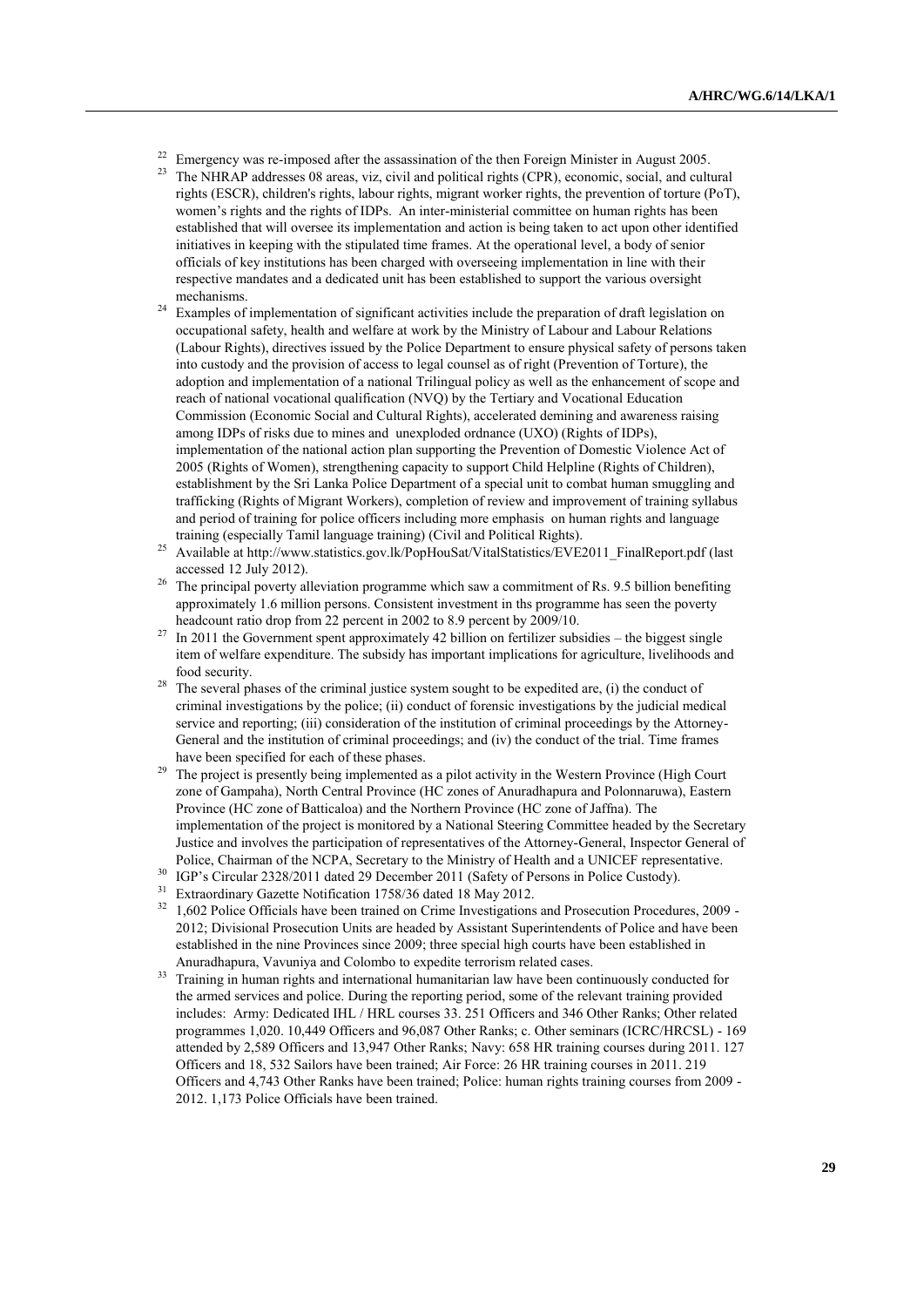[22] Emergency was re-imposed after the assassination of the then Foreign Minister in August 2005.

[23] The NHRAP addresses 08 areas, viz, civil and political rights (CPR), economic, social, and cultural rights (ESCR), children's rights, labour rights, migrant worker rights, the prevention of torture (PoT), women's rights and the rights of IDPs. An inter-ministerial committee on human rights has been established that will oversee its implementation and action is being taken to act upon other identified initiatives in keeping with the stipulated time frames. At the operational level, a body of senior officials of key institutions has been charged with overseeing implementation in line with their respective mandates and a dedicated unit has been established to support the various oversight mechanisms.

[24] Examples of implementation of significant activities include the preparation of draft legislation on occupational safety, health and welfare at work by the Ministry of Labour and Labour Relations (Labour Rights), directives issued by the Police Department to ensure physical safety of persons taken into custody and the provision of access to legal counsel as of right (Prevention of Torture), the adoption and implementation of a national Trilingual policy as well as the enhancement of scope and reach of national vocational qualification (NVQ) by the Tertiary and Vocational Education Commission (Economic Social and Cultural Rights), accelerated demining and awareness raising among IDPs of risks due to mines and unexploded ordnance (UXO) (Rights of IDPs), implementation of the national action plan supporting the Prevention of Domestic Violence Act of 2005 (Rights of Women), strengthening capacity to support Child Helpline (Rights of Children), establishment by the Sri Lanka Police Department of a special unit to combat human smuggling and trafficking (Rights of Migrant Workers), completion of review and improvement of training syllabus and period of training for police officers including more emphasis on human rights and language training (especially Tamil language training) (Civil and Political Rights).

[25] Available at http://www.statistics.gov.lk/PopHouSat/VitalStatistics/EVE2011_FinalReport.pdf (last accessed 12 July 2012).

[26] The principal poverty alleviation programme which saw a commitment of Rs. 9.5 billion benefiting approximately 1.6 million persons. Consistent investment in ths programme has seen the poverty headcount ratio drop from 22 percent in 2002 to 8.9 percent by 2009/10.

[27] In 2011 the Government spent approximately 42 billion on fertilizer subsidies – the biggest single item of welfare expenditure. The subsidy has important implications for agriculture, livelihoods and food security.

[28] The several phases of the criminal justice system sought to be expedited are, (i) the conduct of criminal investigations by the police; (ii) conduct of forensic investigations by the judicial medical service and reporting; (iii) consideration of the institution of criminal proceedings by the Attorney-General and the institution of criminal proceedings; and (iv) the conduct of the trial. Time frames have been specified for each of these phases.

[29] The project is presently being implemented as a pilot activity in the Western Province (High Court zone of Gampaha), North Central Province (HC zones of Anuradhapura and Polonnaruwa), Eastern Province (HC zone of Batticaloa) and the Northern Province (HC zone of Jaffna). The implementation of the project is monitored by a National Steering Committee headed by the Secretary Justice and involves the participation of representatives of the Attorney-General, Inspector General of Police, Chairman of the NCPA, Secretary to the Ministry of Health and a UNICEF representative.

[30] IGP's Circular 2328/2011 dated 29 December 2011 (Safety of Persons in Police Custody).

[31] Extraordinary Gazette Notification 1758/36 dated 18 May 2012.

[32] 1,602 Police Officials have been trained on Crime Investigations and Prosecution Procedures, 2009 - 2012; Divisional Prosecution Units are headed by Assistant Superintendents of Police and have been established in the nine Provinces since 2009; three special high courts have been established in Anuradhapura, Vavuniya and Colombo to expedite terrorism related cases.

[33] Training in human rights and international humanitarian law have been continuously conducted for the armed services and police. During the reporting period, some of the relevant training provided includes: Army: Dedicated IHL / HRL courses 33. 251 Officers and 346 Other Ranks; Other related programmes 1,020. 10,449 Officers and 96,087 Other Ranks; c. Other seminars (ICRC/HRCSL) - 169 attended by 2,589 Officers and 13,947 Other Ranks; Navy: 658 HR training courses during 2011. 127 Officers and 18, 532 Sailors have been trained; Air Force: 26 HR training courses in 2011. 219 Officers and 4,743 Other Ranks have been trained; Police: human rights training courses from 2009 - 2012. 1,173 Police Officials have been trained.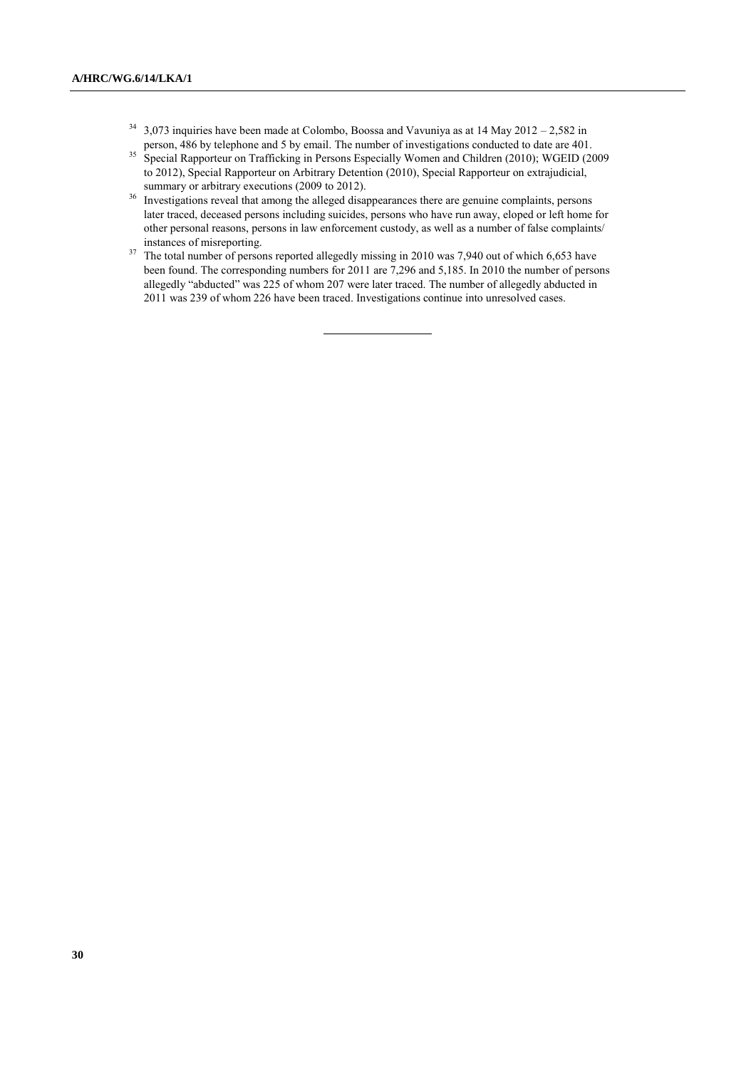[34] 3,073 inquiries have been made at Colombo, Boossa and Vavuniya as at 14 May 2012 – 2,582 in person, 486 by telephone and 5 by email. The number of investigations conducted to date are 401.

[35] Special Rapporteur on Trafficking in Persons Especially Women and Children (2010); WGEID (2009 to 2012), Special Rapporteur on Arbitrary Detention (2010), Special Rapporteur on extrajudicial, summary or arbitrary executions (2009 to 2012).

[36] Investigations reveal that among the alleged disappearances there are genuine complaints, persons later traced, deceased persons including suicides, persons who have run away, eloped or left home for other personal reasons, persons in law enforcement custody, as well as a number of false complaints/ instances of misreporting.

[37] The total number of persons reported allegedly missing in 2010 was 7,940 out of which 6,653 have been found. The corresponding numbers for 2011 are 7,296 and 5,185. In 2010 the number of persons allegedly "abducted" was 225 of whom 207 were later traced. The number of allegedly abducted in 2011 was 239 of whom 226 have been traced. Investigations continue into unresolved cases.